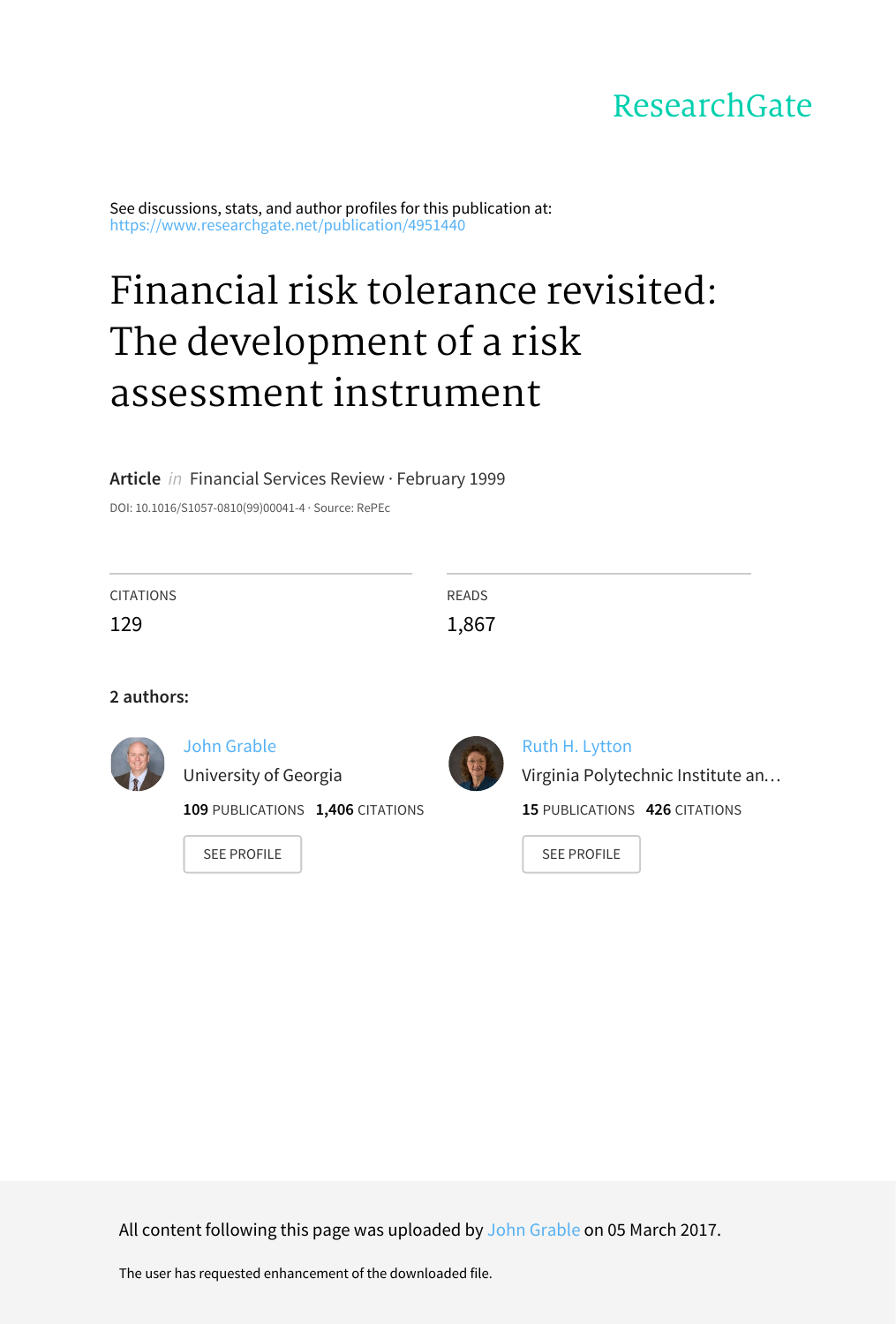ResearchGate

See discussions, stats, and author profiles for this publication at: https://www.researchgate.net/publication/4951440

# Financial risk tolerance revisited: The development of a risk assessment instrument

**Article** *in* Financial Services Review · February 1999

DOI: 10.1016/S1057-0810(99)00041-4 · Source: RePEc

CITATIONS

129

READS

1,867

**2 authors:**

John Grable

University of Georgia

**109** PUBLICATIONS **1,406** CITATIONS

SEE PROFILE

Ruth H. Lytton

Virginia Polytechnic Institute an…

**15** PUBLICATIONS **426** CITATIONS

SEE PROFILE

All content following this page was uploaded by John Grable on 05 March 2017.

The user has requested enhancement of the downloaded file.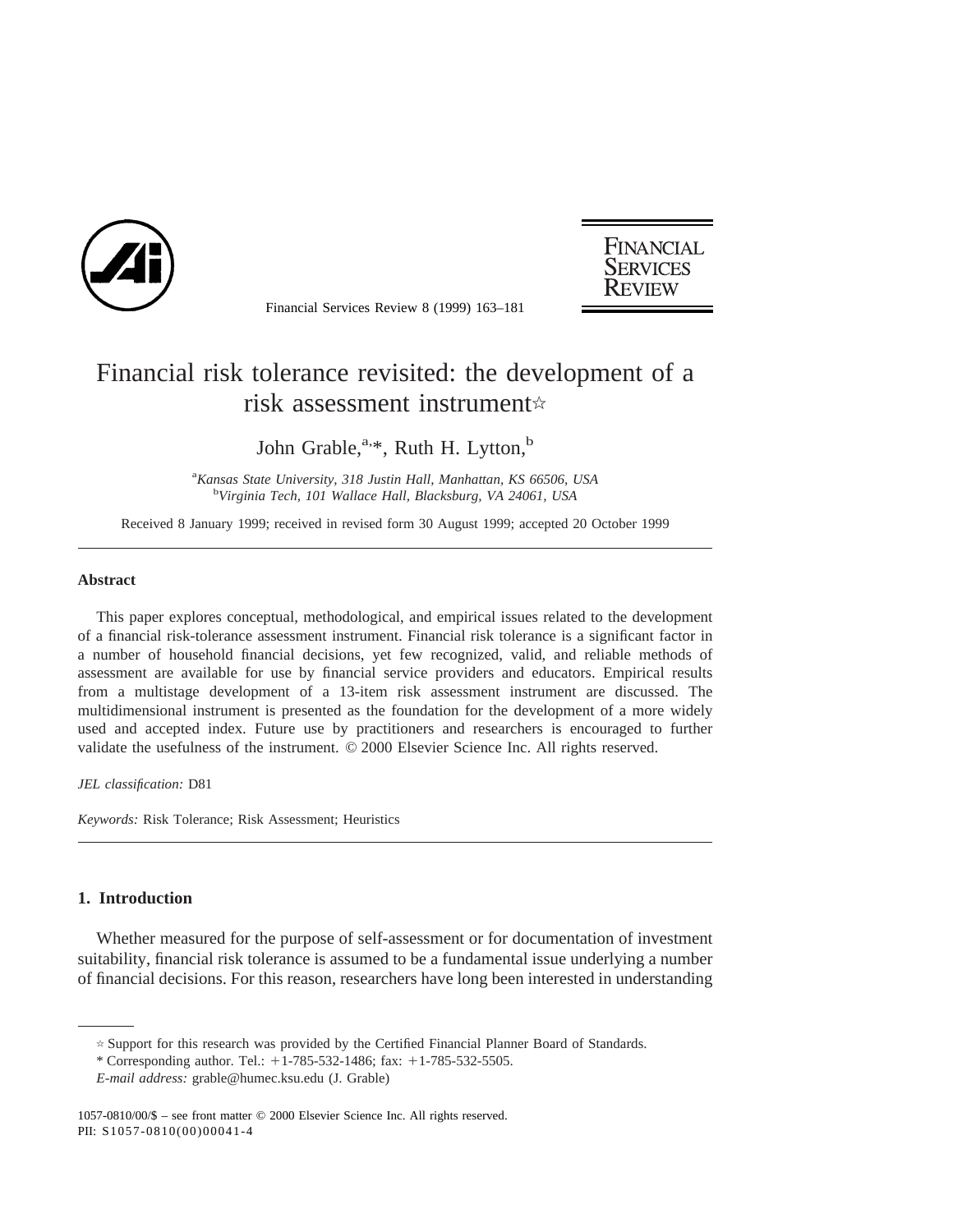# Financial risk tolerance revisited: the development of a risk assessment instrument☆

John Grable,[a,*] Ruth H. Lytton,[b]

[a] *Kansas State University, 318 Justin Hall, Manhattan, KS 66506, USA*
[b] *Virginia Tech, 101 Wallace Hall, Blacksburg, VA 24061, USA*

Received 8 January 1999; received in revised form 30 August 1999; accepted 20 October 1999

---

## Abstract

This paper explores conceptual, methodological, and empirical issues related to the development of a financial risk-tolerance assessment instrument. Financial risk tolerance is a significant factor in a number of household financial decisions, yet few recognized, valid, and reliable methods of assessment are available for use by financial service providers and educators. Empirical results from a multistage development of a 13-item risk assessment instrument are discussed. The multidimensional instrument is presented as the foundation for the development of a more widely used and accepted index. Future use by practitioners and researchers is encouraged to further validate the usefulness of the instrument. © 2000 Elsevier Science Inc. All rights reserved.

*JEL classification:* D81

*Keywords:* Risk Tolerance; Risk Assessment; Heuristics

---

## 1. Introduction

Whether measured for the purpose of self-assessment or for documentation of investment suitability, financial risk tolerance is assumed to be a fundamental issue underlying a number of financial decisions. For this reason, researchers have long been interested in understanding

---

☆ Support for this research was provided by the Certified Financial Planner Board of Standards.

\* Corresponding author. Tel.: +1-785-532-1486; fax: +1-785-532-5505.

*E-mail address:* grable@humec.ksu.edu (J. Grable)

1057-0810/00/$ – see front matter © 2000 Elsevier Science Inc. All rights reserved.
PII: S1057-0810(00)00041-4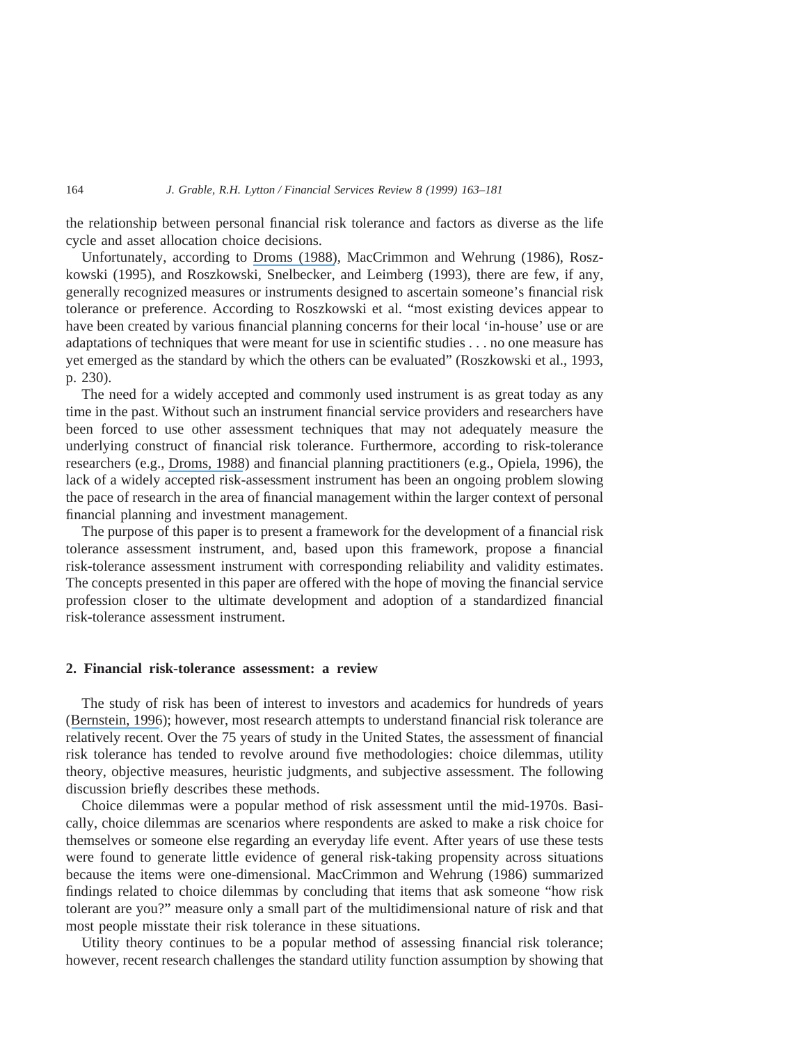the relationship between personal financial risk tolerance and factors as diverse as the life cycle and asset allocation choice decisions.

Unfortunately, according to Droms (1988), MacCrimmon and Wehrung (1986), Roszkowski (1995), and Roszkowski, Snelbecker, and Leimberg (1993), there are few, if any, generally recognized measures or instruments designed to ascertain someone's financial risk tolerance or preference. According to Roszkowski et al. "most existing devices appear to have been created by various financial planning concerns for their local 'in-house' use or are adaptations of techniques that were meant for use in scientific studies . . . no one measure has yet emerged as the standard by which the others can be evaluated" (Roszkowski et al., 1993, p. 230).

The need for a widely accepted and commonly used instrument is as great today as any time in the past. Without such an instrument financial service providers and researchers have been forced to use other assessment techniques that may not adequately measure the underlying construct of financial risk tolerance. Furthermore, according to risk-tolerance researchers (e.g., Droms, 1988) and financial planning practitioners (e.g., Opiela, 1996), the lack of a widely accepted risk-assessment instrument has been an ongoing problem slowing the pace of research in the area of financial management within the larger context of personal financial planning and investment management.

The purpose of this paper is to present a framework for the development of a financial risk tolerance assessment instrument, and, based upon this framework, propose a financial risk-tolerance assessment instrument with corresponding reliability and validity estimates. The concepts presented in this paper are offered with the hope of moving the financial service profession closer to the ultimate development and adoption of a standardized financial risk-tolerance assessment instrument.

## 2. Financial risk-tolerance assessment: a review

The study of risk has been of interest to investors and academics for hundreds of years (Bernstein, 1996); however, most research attempts to understand financial risk tolerance are relatively recent. Over the 75 years of study in the United States, the assessment of financial risk tolerance has tended to revolve around five methodologies: choice dilemmas, utility theory, objective measures, heuristic judgments, and subjective assessment. The following discussion briefly describes these methods.

Choice dilemmas were a popular method of risk assessment until the mid-1970s. Basically, choice dilemmas are scenarios where respondents are asked to make a risk choice for themselves or someone else regarding an everyday life event. After years of use these tests were found to generate little evidence of general risk-taking propensity across situations because the items were one-dimensional. MacCrimmon and Wehrung (1986) summarized findings related to choice dilemmas by concluding that items that ask someone "how risk tolerant are you?" measure only a small part of the multidimensional nature of risk and that most people misstate their risk tolerance in these situations.

Utility theory continues to be a popular method of assessing financial risk tolerance; however, recent research challenges the standard utility function assumption by showing that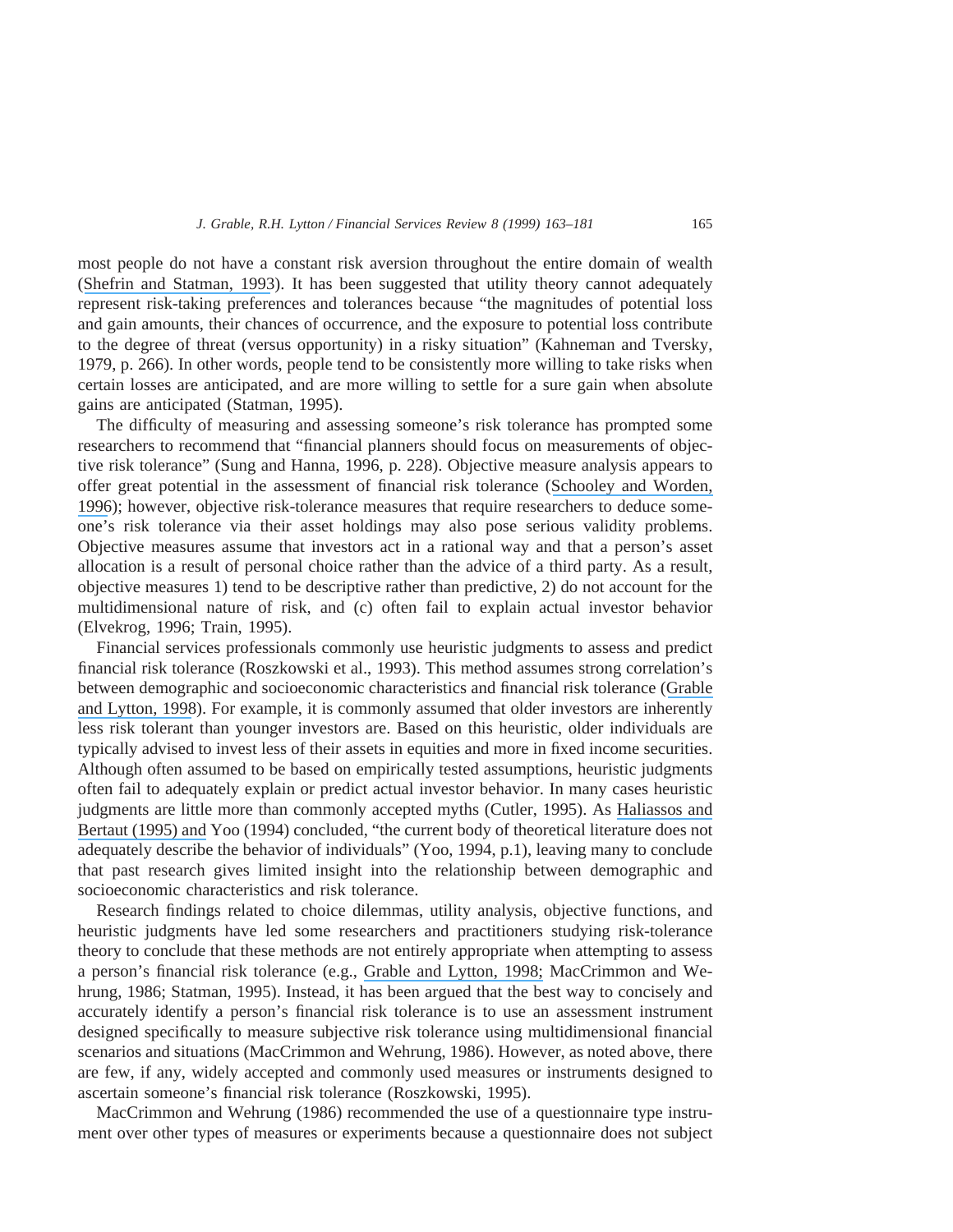most people do not have a constant risk aversion throughout the entire domain of wealth (Shefrin and Statman, 1993). It has been suggested that utility theory cannot adequately represent risk-taking preferences and tolerances because "the magnitudes of potential loss and gain amounts, their chances of occurrence, and the exposure to potential loss contribute to the degree of threat (versus opportunity) in a risky situation" (Kahneman and Tversky, 1979, p. 266). In other words, people tend to be consistently more willing to take risks when certain losses are anticipated, and are more willing to settle for a sure gain when absolute gains are anticipated (Statman, 1995).

The difficulty of measuring and assessing someone's risk tolerance has prompted some researchers to recommend that "financial planners should focus on measurements of objective risk tolerance" (Sung and Hanna, 1996, p. 228). Objective measure analysis appears to offer great potential in the assessment of financial risk tolerance (Schooley and Worden, 1996); however, objective risk-tolerance measures that require researchers to deduce someone's risk tolerance via their asset holdings may also pose serious validity problems. Objective measures assume that investors act in a rational way and that a person's asset allocation is a result of personal choice rather than the advice of a third party. As a result, objective measures 1) tend to be descriptive rather than predictive, 2) do not account for the multidimensional nature of risk, and (c) often fail to explain actual investor behavior (Elvekrog, 1996; Train, 1995).

Financial services professionals commonly use heuristic judgments to assess and predict financial risk tolerance (Roszkowski et al., 1993). This method assumes strong correlation's between demographic and socioeconomic characteristics and financial risk tolerance (Grable and Lytton, 1998). For example, it is commonly assumed that older investors are inherently less risk tolerant than younger investors are. Based on this heuristic, older individuals are typically advised to invest less of their assets in equities and more in fixed income securities. Although often assumed to be based on empirically tested assumptions, heuristic judgments often fail to adequately explain or predict actual investor behavior. In many cases heuristic judgments are little more than commonly accepted myths (Cutler, 1995). As Haliassos and Bertaut (1995) and Yoo (1994) concluded, "the current body of theoretical literature does not adequately describe the behavior of individuals" (Yoo, 1994, p.1), leaving many to conclude that past research gives limited insight into the relationship between demographic and socioeconomic characteristics and risk tolerance.

Research findings related to choice dilemmas, utility analysis, objective functions, and heuristic judgments have led some researchers and practitioners studying risk-tolerance theory to conclude that these methods are not entirely appropriate when attempting to assess a person's financial risk tolerance (e.g., Grable and Lytton, 1998; MacCrimmon and Wehrung, 1986; Statman, 1995). Instead, it has been argued that the best way to concisely and accurately identify a person's financial risk tolerance is to use an assessment instrument designed specifically to measure subjective risk tolerance using multidimensional financial scenarios and situations (MacCrimmon and Wehrung, 1986). However, as noted above, there are few, if any, widely accepted and commonly used measures or instruments designed to ascertain someone's financial risk tolerance (Roszkowski, 1995).

MacCrimmon and Wehrung (1986) recommended the use of a questionnaire type instrument over other types of measures or experiments because a questionnaire does not subject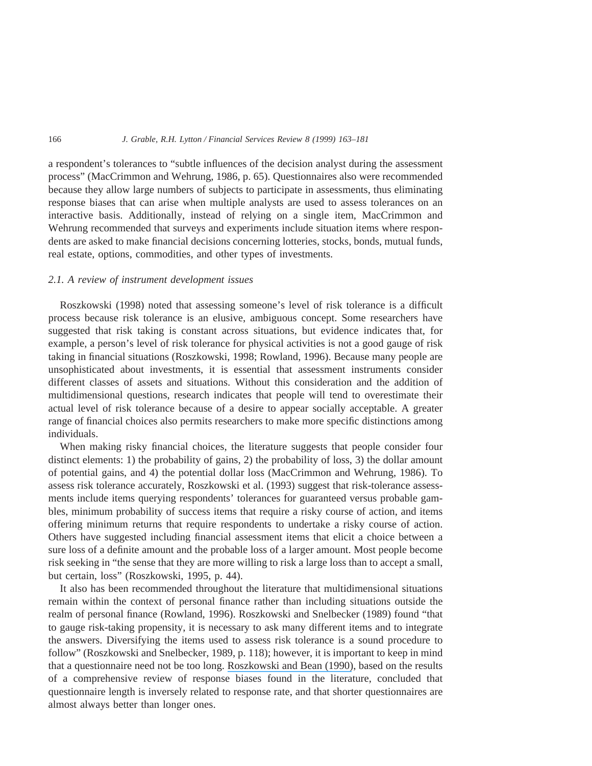a respondent's tolerances to "subtle influences of the decision analyst during the assessment process" (MacCrimmon and Wehrung, 1986, p. 65). Questionnaires also were recommended because they allow large numbers of subjects to participate in assessments, thus eliminating response biases that can arise when multiple analysts are used to assess tolerances on an interactive basis. Additionally, instead of relying on a single item, MacCrimmon and Wehrung recommended that surveys and experiments include situation items where respondents are asked to make financial decisions concerning lotteries, stocks, bonds, mutual funds, real estate, options, commodities, and other types of investments.

### *2.1. A review of instrument development issues*

Roszkowski (1998) noted that assessing someone's level of risk tolerance is a difficult process because risk tolerance is an elusive, ambiguous concept. Some researchers have suggested that risk taking is constant across situations, but evidence indicates that, for example, a person's level of risk tolerance for physical activities is not a good gauge of risk taking in financial situations (Roszkowski, 1998; Rowland, 1996). Because many people are unsophisticated about investments, it is essential that assessment instruments consider different classes of assets and situations. Without this consideration and the addition of multidimensional questions, research indicates that people will tend to overestimate their actual level of risk tolerance because of a desire to appear socially acceptable. A greater range of financial choices also permits researchers to make more specific distinctions among individuals.

When making risky financial choices, the literature suggests that people consider four distinct elements: 1) the probability of gains, 2) the probability of loss, 3) the dollar amount of potential gains, and 4) the potential dollar loss (MacCrimmon and Wehrung, 1986). To assess risk tolerance accurately, Roszkowski et al. (1993) suggest that risk-tolerance assessments include items querying respondents' tolerances for guaranteed versus probable gambles, minimum probability of success items that require a risky course of action, and items offering minimum returns that require respondents to undertake a risky course of action. Others have suggested including financial assessment items that elicit a choice between a sure loss of a definite amount and the probable loss of a larger amount. Most people become risk seeking in "the sense that they are more willing to risk a large loss than to accept a small, but certain, loss" (Roszkowski, 1995, p. 44).

It also has been recommended throughout the literature that multidimensional situations remain within the context of personal finance rather than including situations outside the realm of personal finance (Rowland, 1996). Roszkowski and Snelbecker (1989) found "that to gauge risk-taking propensity, it is necessary to ask many different items and to integrate the answers. Diversifying the items used to assess risk tolerance is a sound procedure to follow" (Roszkowski and Snelbecker, 1989, p. 118); however, it is important to keep in mind that a questionnaire need not be too long. Roszkowski and Bean (1990), based on the results of a comprehensive review of response biases found in the literature, concluded that questionnaire length is inversely related to response rate, and that shorter questionnaires are almost always better than longer ones.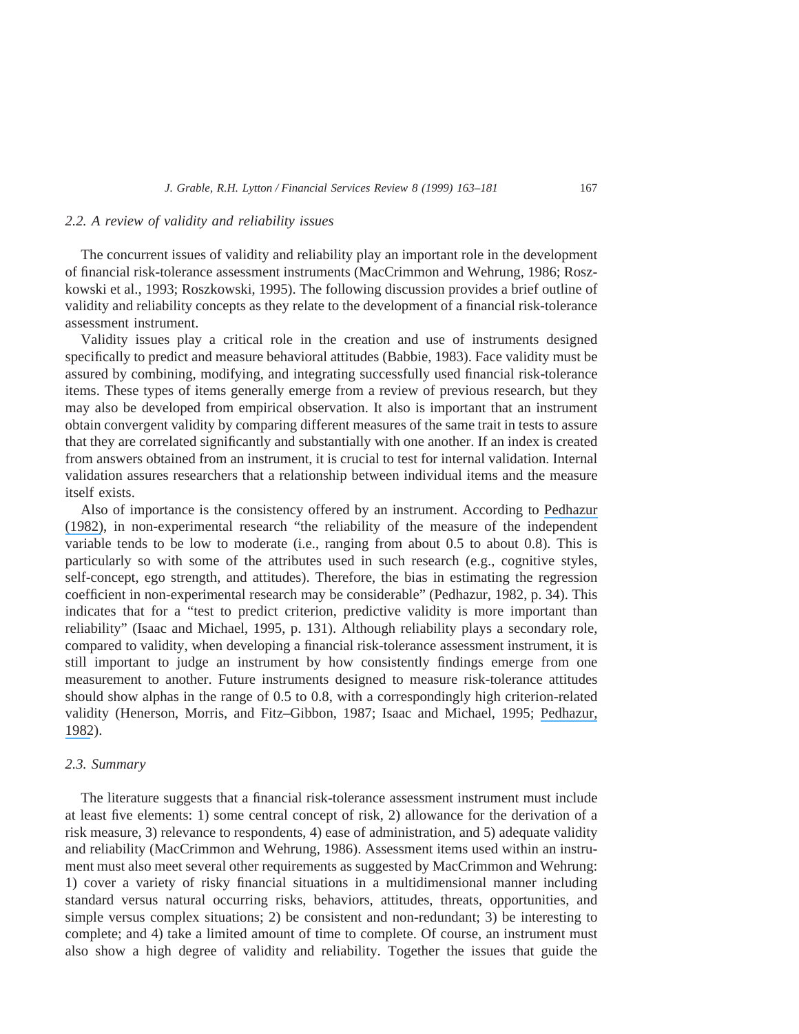### 2.2. A review of validity and reliability issues

The concurrent issues of validity and reliability play an important role in the development of financial risk-tolerance assessment instruments (MacCrimmon and Wehrung, 1986; Roszkowski et al., 1993; Roszkowski, 1995). The following discussion provides a brief outline of validity and reliability concepts as they relate to the development of a financial risk-tolerance assessment instrument.

Validity issues play a critical role in the creation and use of instruments designed specifically to predict and measure behavioral attitudes (Babbie, 1983). Face validity must be assured by combining, modifying, and integrating successfully used financial risk-tolerance items. These types of items generally emerge from a review of previous research, but they may also be developed from empirical observation. It also is important that an instrument obtain convergent validity by comparing different measures of the same trait in tests to assure that they are correlated significantly and substantially with one another. If an index is created from answers obtained from an instrument, it is crucial to test for internal validation. Internal validation assures researchers that a relationship between individual items and the measure itself exists.

Also of importance is the consistency offered by an instrument. According to Pedhazur (1982), in non-experimental research "the reliability of the measure of the independent variable tends to be low to moderate (i.e., ranging from about 0.5 to about 0.8). This is particularly so with some of the attributes used in such research (e.g., cognitive styles, self-concept, ego strength, and attitudes). Therefore, the bias in estimating the regression coefficient in non-experimental research may be considerable" (Pedhazur, 1982, p. 34). This indicates that for a "test to predict criterion, predictive validity is more important than reliability" (Isaac and Michael, 1995, p. 131). Although reliability plays a secondary role, compared to validity, when developing a financial risk-tolerance assessment instrument, it is still important to judge an instrument by how consistently findings emerge from one measurement to another. Future instruments designed to measure risk-tolerance attitudes should show alphas in the range of 0.5 to 0.8, with a correspondingly high criterion-related validity (Henerson, Morris, and Fitz–Gibbon, 1987; Isaac and Michael, 1995; Pedhazur, 1982).

### 2.3. Summary

The literature suggests that a financial risk-tolerance assessment instrument must include at least five elements: 1) some central concept of risk, 2) allowance for the derivation of a risk measure, 3) relevance to respondents, 4) ease of administration, and 5) adequate validity and reliability (MacCrimmon and Wehrung, 1986). Assessment items used within an instrument must also meet several other requirements as suggested by MacCrimmon and Wehrung: 1) cover a variety of risky financial situations in a multidimensional manner including standard versus natural occurring risks, behaviors, attitudes, threats, opportunities, and simple versus complex situations; 2) be consistent and non-redundant; 3) be interesting to complete; and 4) take a limited amount of time to complete. Of course, an instrument must also show a high degree of validity and reliability. Together the issues that guide the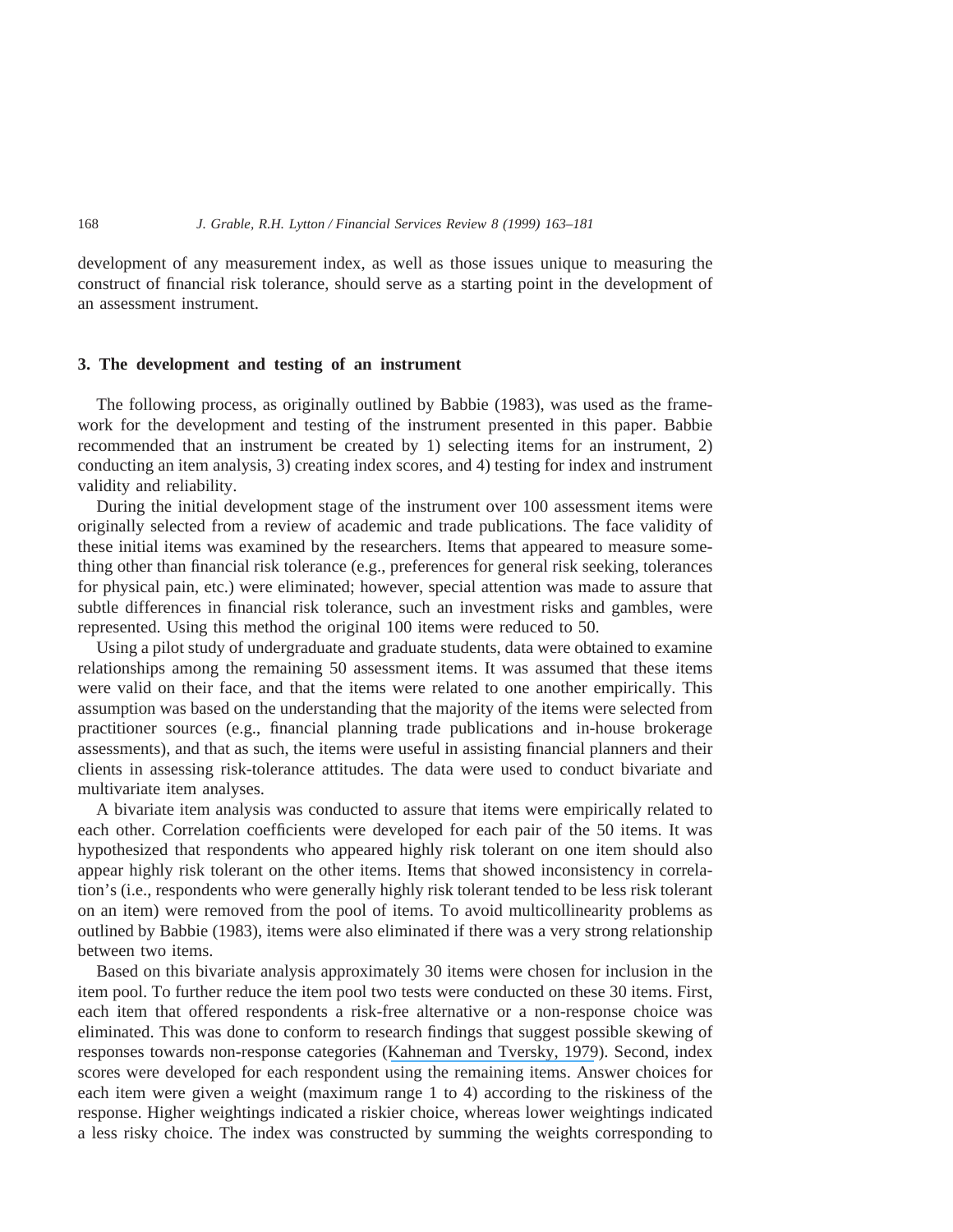development of any measurement index, as well as those issues unique to measuring the construct of financial risk tolerance, should serve as a starting point in the development of an assessment instrument.

## 3. The development and testing of an instrument

The following process, as originally outlined by Babbie (1983), was used as the framework for the development and testing of the instrument presented in this paper. Babbie recommended that an instrument be created by 1) selecting items for an instrument, 2) conducting an item analysis, 3) creating index scores, and 4) testing for index and instrument validity and reliability.

During the initial development stage of the instrument over 100 assessment items were originally selected from a review of academic and trade publications. The face validity of these initial items was examined by the researchers. Items that appeared to measure something other than financial risk tolerance (e.g., preferences for general risk seeking, tolerances for physical pain, etc.) were eliminated; however, special attention was made to assure that subtle differences in financial risk tolerance, such an investment risks and gambles, were represented. Using this method the original 100 items were reduced to 50.

Using a pilot study of undergraduate and graduate students, data were obtained to examine relationships among the remaining 50 assessment items. It was assumed that these items were valid on their face, and that the items were related to one another empirically. This assumption was based on the understanding that the majority of the items were selected from practitioner sources (e.g., financial planning trade publications and in-house brokerage assessments), and that as such, the items were useful in assisting financial planners and their clients in assessing risk-tolerance attitudes. The data were used to conduct bivariate and multivariate item analyses.

A bivariate item analysis was conducted to assure that items were empirically related to each other. Correlation coefficients were developed for each pair of the 50 items. It was hypothesized that respondents who appeared highly risk tolerant on one item should also appear highly risk tolerant on the other items. Items that showed inconsistency in correlation's (i.e., respondents who were generally highly risk tolerant tended to be less risk tolerant on an item) were removed from the pool of items. To avoid multicollinearity problems as outlined by Babbie (1983), items were also eliminated if there was a very strong relationship between two items.

Based on this bivariate analysis approximately 30 items were chosen for inclusion in the item pool. To further reduce the item pool two tests were conducted on these 30 items. First, each item that offered respondents a risk-free alternative or a non-response choice was eliminated. This was done to conform to research findings that suggest possible skewing of responses towards non-response categories (Kahneman and Tversky, 1979). Second, index scores were developed for each respondent using the remaining items. Answer choices for each item were given a weight (maximum range 1 to 4) according to the riskiness of the response. Higher weightings indicated a riskier choice, whereas lower weightings indicated a less risky choice. The index was constructed by summing the weights corresponding to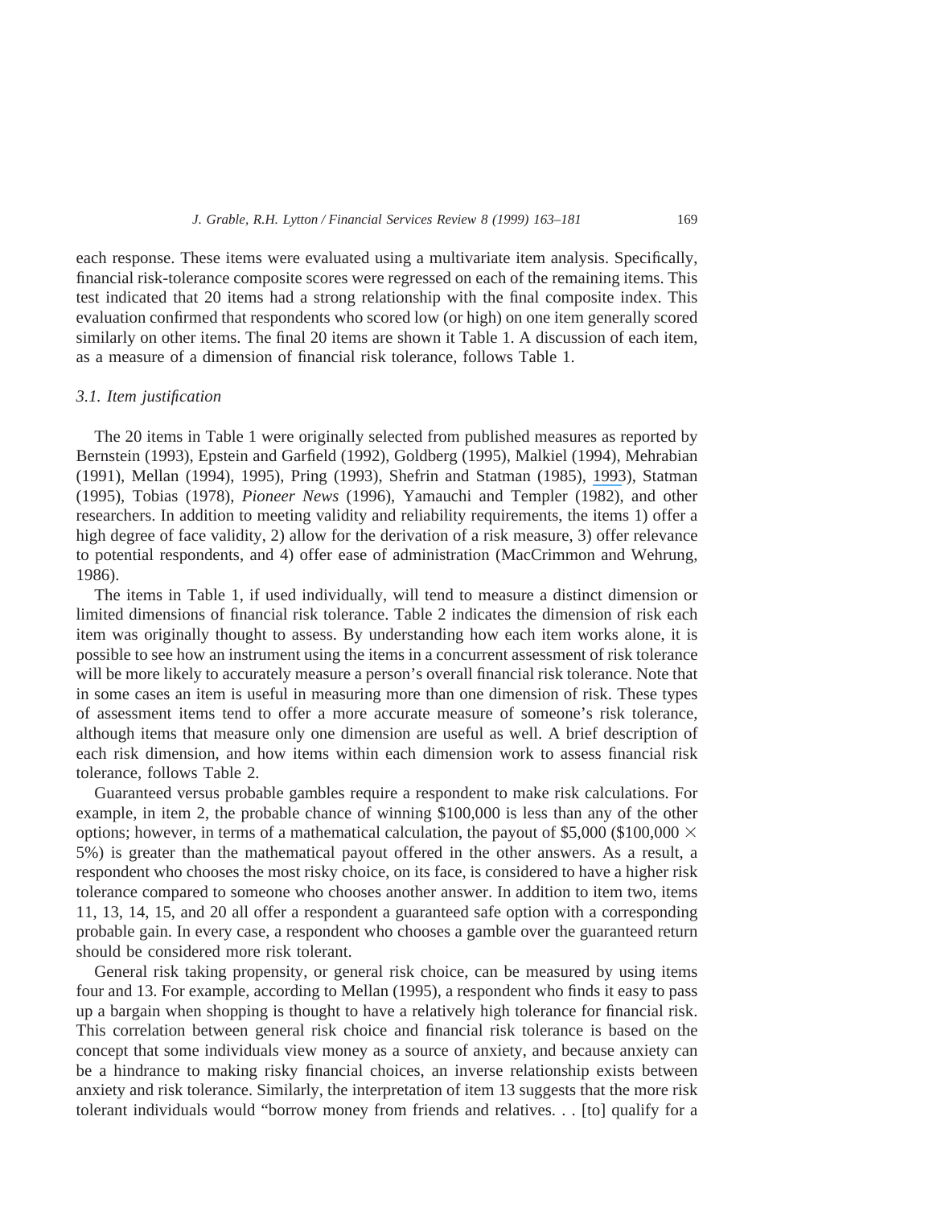each response. These items were evaluated using a multivariate item analysis. Specifically, financial risk-tolerance composite scores were regressed on each of the remaining items. This test indicated that 20 items had a strong relationship with the final composite index. This evaluation confirmed that respondents who scored low (or high) on one item generally scored similarly on other items. The final 20 items are shown it Table 1. A discussion of each item, as a measure of a dimension of financial risk tolerance, follows Table 1.

### 3.1. Item justification

The 20 items in Table 1 were originally selected from published measures as reported by Bernstein (1993), Epstein and Garfield (1992), Goldberg (1995), Malkiel (1994), Mehrabian (1991), Mellan (1994), 1995), Pring (1993), Shefrin and Statman (1985), 1993), Statman (1995), Tobias (1978), *Pioneer News* (1996), Yamauchi and Templer (1982), and other researchers. In addition to meeting validity and reliability requirements, the items 1) offer a high degree of face validity, 2) allow for the derivation of a risk measure, 3) offer relevance to potential respondents, and 4) offer ease of administration (MacCrimmon and Wehrung, 1986).

The items in Table 1, if used individually, will tend to measure a distinct dimension or limited dimensions of financial risk tolerance. Table 2 indicates the dimension of risk each item was originally thought to assess. By understanding how each item works alone, it is possible to see how an instrument using the items in a concurrent assessment of risk tolerance will be more likely to accurately measure a person's overall financial risk tolerance. Note that in some cases an item is useful in measuring more than one dimension of risk. These types of assessment items tend to offer a more accurate measure of someone's risk tolerance, although items that measure only one dimension are useful as well. A brief description of each risk dimension, and how items within each dimension work to assess financial risk tolerance, follows Table 2.

Guaranteed versus probable gambles require a respondent to make risk calculations. For example, in item 2, the probable chance of winning \$100,000 is less than any of the other options; however, in terms of a mathematical calculation, the payout of \$5,000 (\$100,000 $\times$ 5%) is greater than the mathematical payout offered in the other answers. As a result, a respondent who chooses the most risky choice, on its face, is considered to have a higher risk tolerance compared to someone who chooses another answer. In addition to item two, items 11, 13, 14, 15, and 20 all offer a respondent a guaranteed safe option with a corresponding probable gain. In every case, a respondent who chooses a gamble over the guaranteed return should be considered more risk tolerant.

General risk taking propensity, or general risk choice, can be measured by using items four and 13. For example, according to Mellan (1995), a respondent who finds it easy to pass up a bargain when shopping is thought to have a relatively high tolerance for financial risk. This correlation between general risk choice and financial risk tolerance is based on the concept that some individuals view money as a source of anxiety, and because anxiety can be a hindrance to making risky financial choices, an inverse relationship exists between anxiety and risk tolerance. Similarly, the interpretation of item 13 suggests that the more risk tolerant individuals would "borrow money from friends and relatives. . . [to] qualify for a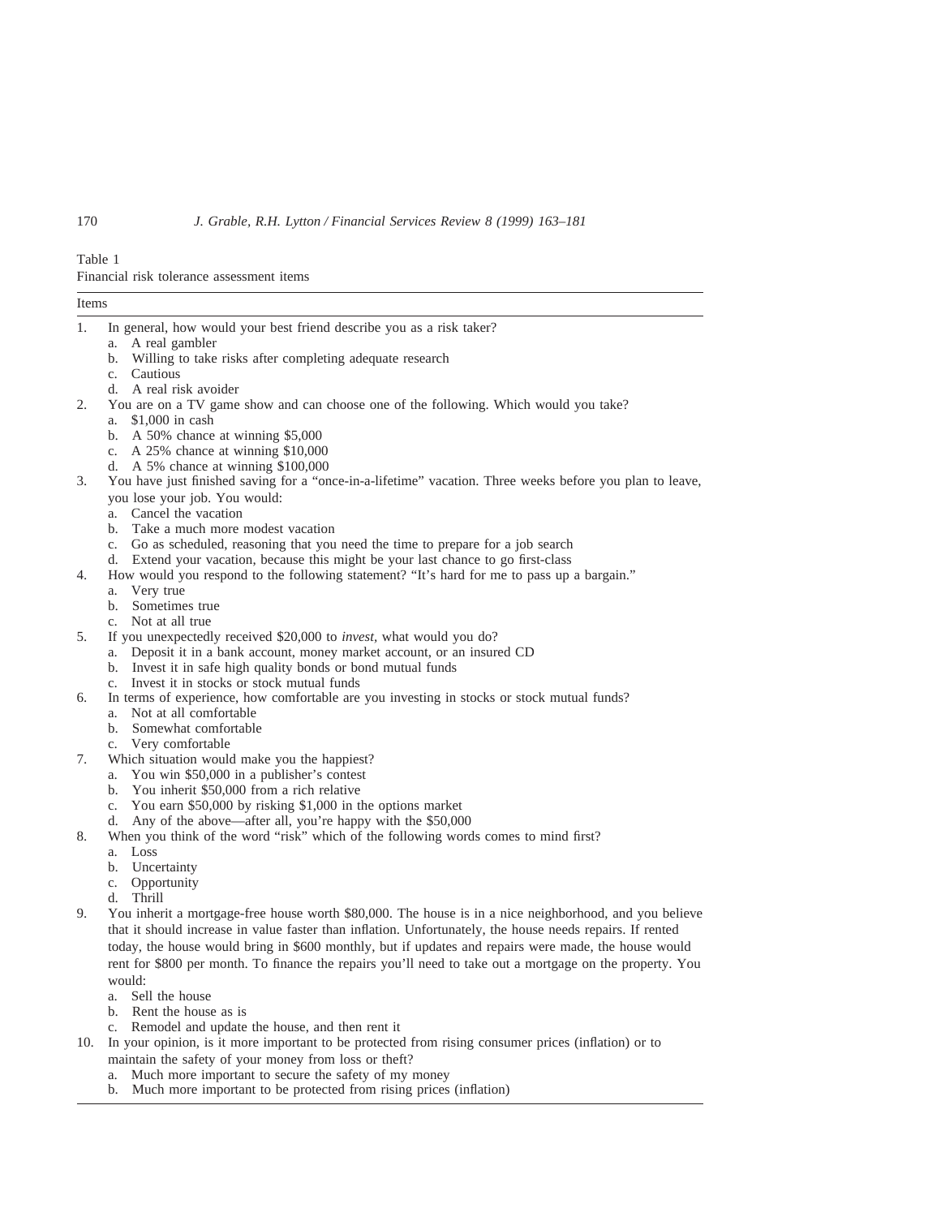Table 1
Financial risk tolerance assessment items

| Items |
|---|
| 1. In general, how would your best friend describe you as a risk taker?<br>a. A real gambler<br>b. Willing to take risks after completing adequate research<br>c. Cautious<br>d. A real risk avoider |
| 2. You are on a TV game show and can choose one of the following. Which would you take?<br>a. $1,000 in cash<br>b. A 50% chance at winning $5,000<br>c. A 25% chance at winning $10,000<br>d. A 5% chance at winning $100,000 |
| 3. You have just finished saving for a "once-in-a-lifetime" vacation. Three weeks before you plan to leave, you lose your job. You would:<br>a. Cancel the vacation<br>b. Take a much more modest vacation<br>c. Go as scheduled, reasoning that you need the time to prepare for a job search<br>d. Extend your vacation, because this might be your last chance to go first-class |
| 4. How would you respond to the following statement? "It's hard for me to pass up a bargain."<br>a. Very true<br>b. Sometimes true<br>c. Not at all true |
| 5. If you unexpectedly received $20,000 to *invest*, what would you do?<br>a. Deposit it in a bank account, money market account, or an insured CD<br>b. Invest it in safe high quality bonds or bond mutual funds<br>c. Invest it in stocks or stock mutual funds |
| 6. In terms of experience, how comfortable are you investing in stocks or stock mutual funds?<br>a. Not at all comfortable<br>b. Somewhat comfortable<br>c. Very comfortable |
| 7. Which situation would make you the happiest?<br>a. You win $50,000 in a publisher's contest<br>b. You inherit $50,000 from a rich relative<br>c. You earn $50,000 by risking $1,000 in the options market<br>d. Any of the above—after all, you're happy with the $50,000 |
| 8. When you think of the word "risk" which of the following words comes to mind first?<br>a. Loss<br>b. Uncertainty<br>c. Opportunity<br>d. Thrill |
| 9. You inherit a mortgage-free house worth $80,000. The house is in a nice neighborhood, and you believe that it should increase in value faster than inflation. Unfortunately, the house needs repairs. If rented today, the house would bring in $600 monthly, but if updates and repairs were made, the house would rent for $800 per month. To finance the repairs you'll need to take out a mortgage on the property. You would:<br>a. Sell the house<br>b. Rent the house as is<br>c. Remodel and update the house, and then rent it |
| 10. In your opinion, is it more important to be protected from rising consumer prices (inflation) or to maintain the safety of your money from loss or theft?<br>a. Much more important to secure the safety of my money<br>b. Much more important to be protected from rising prices (inflation) |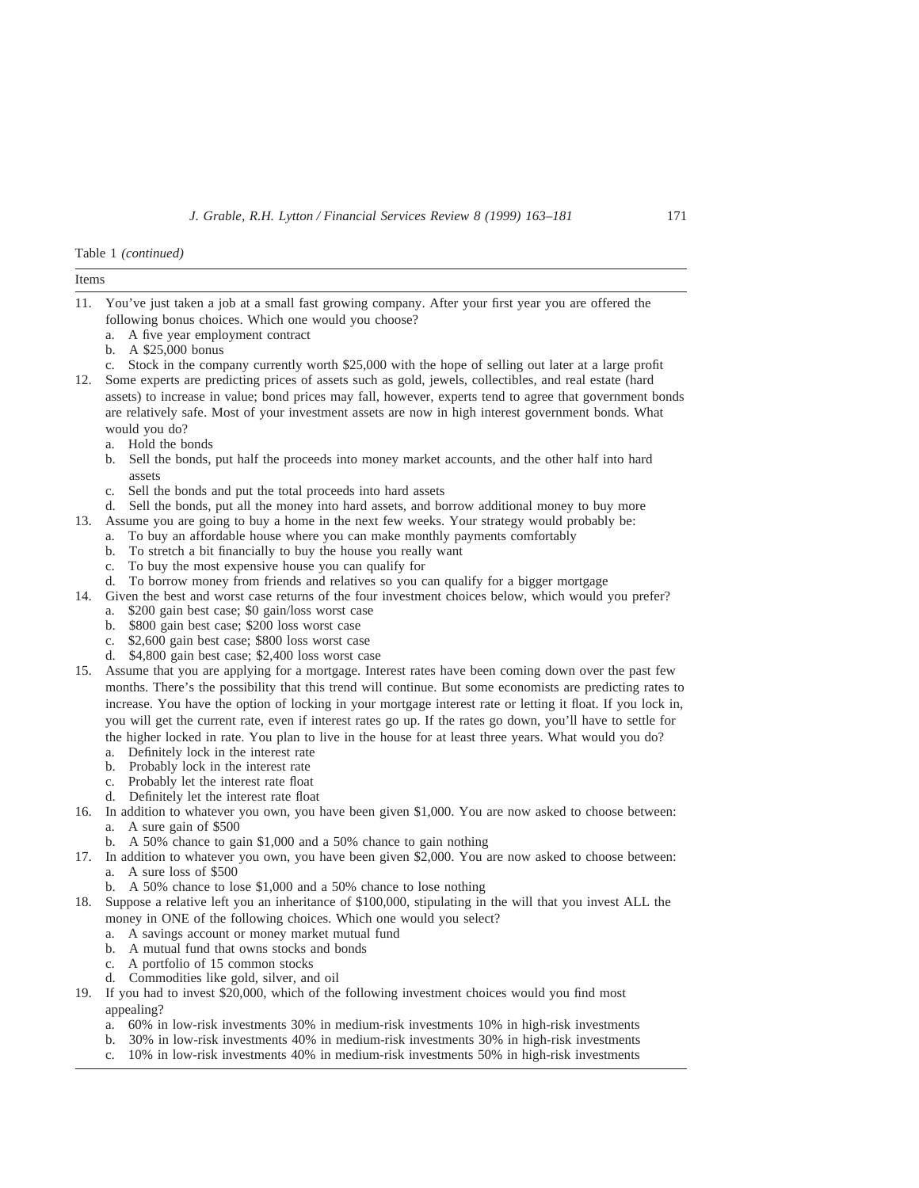Table 1 *(continued)*

| Items |
|---|
| 11. You've just taken a job at a small fast growing company. After your first year you are offered the following bonus choices. Which one would you choose?<br>a. A five year employment contract<br>b. A $25,000 bonus<br>c. Stock in the company currently worth $25,000 with the hope of selling out later at a large profit |
| 12. Some experts are predicting prices of assets such as gold, jewels, collectibles, and real estate (hard assets) to increase in value; bond prices may fall, however, experts tend to agree that government bonds are relatively safe. Most of your investment assets are now in high interest government bonds. What would you do?<br>a. Hold the bonds<br>b. Sell the bonds, put half the proceeds into money market accounts, and the other half into hard assets<br>c. Sell the bonds and put the total proceeds into hard assets<br>d. Sell the bonds, put all the money into hard assets, and borrow additional money to buy more |
| 13. Assume you are going to buy a home in the next few weeks. Your strategy would probably be:<br>a. To buy an affordable house where you can make monthly payments comfortably<br>b. To stretch a bit financially to buy the house you really want<br>c. To buy the most expensive house you can qualify for<br>d. To borrow money from friends and relatives so you can qualify for a bigger mortgage |
| 14. Given the best and worst case returns of the four investment choices below, which would you prefer?<br>a. $200 gain best case; $0 gain/loss worst case<br>b. $800 gain best case; $200 loss worst case<br>c. $2,600 gain best case; $800 loss worst case<br>d. $4,800 gain best case; $2,400 loss worst case |
| 15. Assume that you are applying for a mortgage. Interest rates have been coming down over the past few months. There's the possibility that this trend will continue. But some economists are predicting rates to increase. You have the option of locking in your mortgage interest rate or letting it float. If you lock in, you will get the current rate, even if interest rates go up. If the rates go down, you'll have to settle for the higher locked in rate. You plan to live in the house for at least three years. What would you do?<br>a. Definitely lock in the interest rate<br>b. Probably lock in the interest rate<br>c. Probably let the interest rate float<br>d. Definitely let the interest rate float |
| 16. In addition to whatever you own, you have been given $1,000. You are now asked to choose between:<br>a. A sure gain of $500<br>b. A 50% chance to gain $1,000 and a 50% chance to gain nothing |
| 17. In addition to whatever you own, you have been given $2,000. You are now asked to choose between:<br>a. A sure loss of $500<br>b. A 50% chance to lose $1,000 and a 50% chance to lose nothing |
| 18. Suppose a relative left you an inheritance of $100,000, stipulating in the will that you invest ALL the money in ONE of the following choices. Which one would you select?<br>a. A savings account or money market mutual fund<br>b. A mutual fund that owns stocks and bonds<br>c. A portfolio of 15 common stocks<br>d. Commodities like gold, silver, and oil |
| 19. If you had to invest $20,000, which of the following investment choices would you find most appealing?<br>a. 60% in low-risk investments 30% in medium-risk investments 10% in high-risk investments<br>b. 30% in low-risk investments 40% in medium-risk investments 30% in high-risk investments<br>c. 10% in low-risk investments 40% in medium-risk investments 50% in high-risk investments |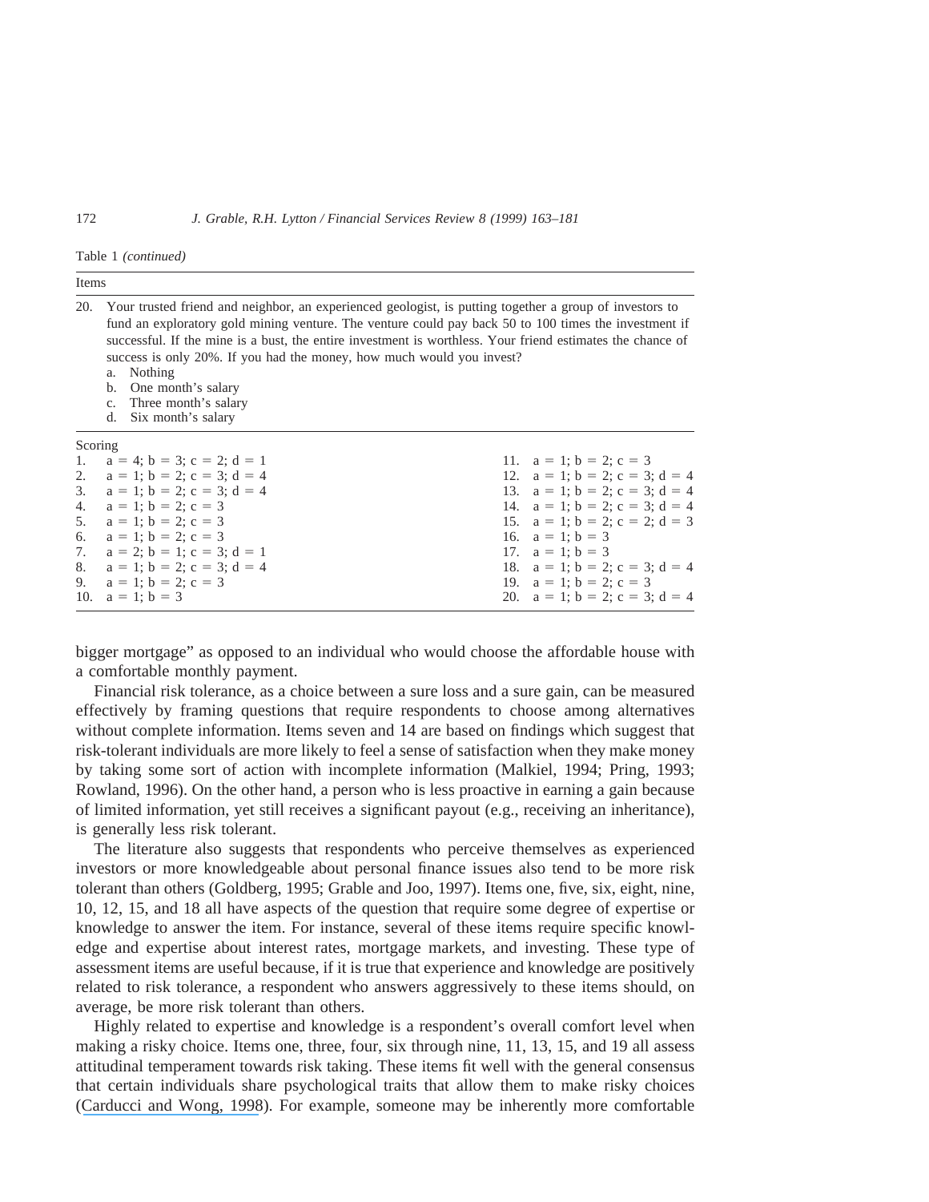Table 1 *(continued)*

| Items |
|---|
| 20. Your trusted friend and neighbor, an experienced geologist, is putting together a group of investors to fund an exploratory gold mining venture. The venture could pay back 50 to 100 times the investment if successful. If the mine is a bust, the entire investment is worthless. Your friend estimates the chance of success is only 20%. If you had the money, how much would you invest?<br>a. Nothing<br>b. One month's salary<br>c. Three month's salary<br>d. Six month's salary |

Scoring

| | |
|---|---|
| 1. a = 4; b = 3; c = 2; d = 1 | 11. a = 1; b = 2; c = 3 |
| 2. a = 1; b = 2; c = 3; d = 4 | 12. a = 1; b = 2; c = 3; d = 4 |
| 3. a = 1; b = 2; c = 3; d = 4 | 13. a = 1; b = 2; c = 3; d = 4 |
| 4. a = 1; b = 2; c = 3 | 14. a = 1; b = 2; c = 3; d = 4 |
| 5. a = 1; b = 2; c = 3 | 15. a = 1; b = 2; c = 2; d = 3 |
| 6. a = 1; b = 2; c = 3 | 16. a = 1; b = 3 |
| 7. a = 2; b = 1; c = 3; d = 1 | 17. a = 1; b = 3 |
| 8. a = 1; b = 2; c = 3; d = 4 | 18. a = 1; b = 2; c = 3; d = 4 |
| 9. a = 1; b = 2; c = 3 | 19. a = 1; b = 2; c = 3 |
| 10. a = 1; b = 3 | 20. a = 1; b = 2; c = 3; d = 4 |

bigger mortgage" as opposed to an individual who would choose the affordable house with a comfortable monthly payment.

Financial risk tolerance, as a choice between a sure loss and a sure gain, can be measured effectively by framing questions that require respondents to choose among alternatives without complete information. Items seven and 14 are based on findings which suggest that risk-tolerant individuals are more likely to feel a sense of satisfaction when they make money by taking some sort of action with incomplete information (Malkiel, 1994; Pring, 1993; Rowland, 1996). On the other hand, a person who is less proactive in earning a gain because of limited information, yet still receives a significant payout (e.g., receiving an inheritance), is generally less risk tolerant.

The literature also suggests that respondents who perceive themselves as experienced investors or more knowledgeable about personal finance issues also tend to be more risk tolerant than others (Goldberg, 1995; Grable and Joo, 1997). Items one, five, six, eight, nine, 10, 12, 15, and 18 all have aspects of the question that require some degree of expertise or knowledge to answer the item. For instance, several of these items require specific knowledge and expertise about interest rates, mortgage markets, and investing. These type of assessment items are useful because, if it is true that experience and knowledge are positively related to risk tolerance, a respondent who answers aggressively to these items should, on average, be more risk tolerant than others.

Highly related to expertise and knowledge is a respondent's overall comfort level when making a risky choice. Items one, three, four, six through nine, 11, 13, 15, and 19 all assess attitudinal temperament towards risk taking. These items fit well with the general consensus that certain individuals share psychological traits that allow them to make risky choices (Carducci and Wong, 1998). For example, someone may be inherently more comfortable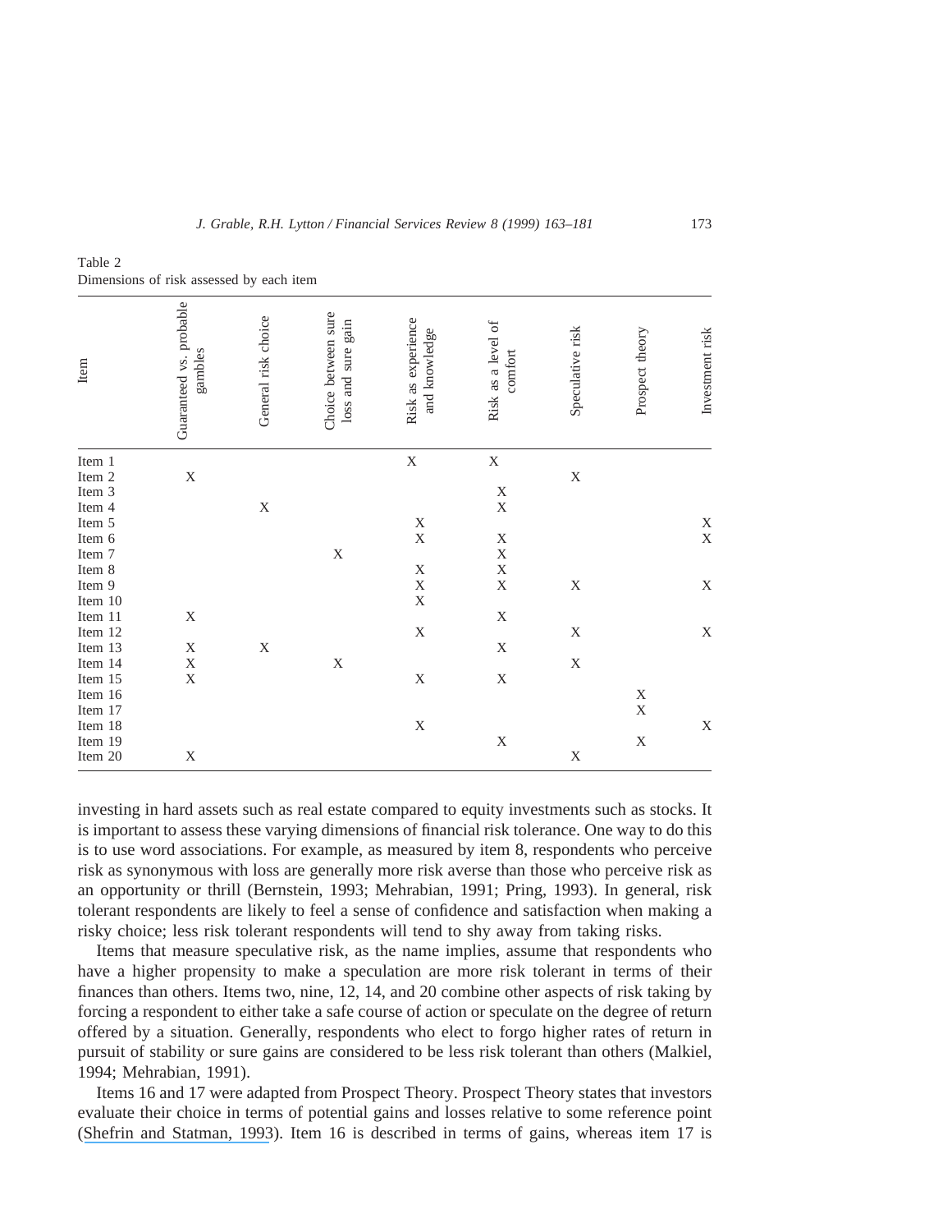Table 2
Dimensions of risk assessed by each item

| Item | Guaranteed vs. probable gambles | General risk choice | Choice between sure loss and sure gain | Risk as experience and knowledge | Risk as a level of comfort | Speculative risk | Prospect theory | Investment risk |
|---|---|---|---|---|---|---|---|---|
| Item 1 | | | | X | X | | | |
| Item 2 | X | | | | | X | | |
| Item 3 | | | | | X | | | |
| Item 4 | | X | | | X | | | |
| Item 5 | | | | X | | | | X |
| Item 6 | | | | X | X | | | X |
| Item 7 | | | X | | X | | | |
| Item 8 | | | | X | X | | | |
| Item 9 | | | | X | X | X | | X |
| Item 10 | | | | X | | | | |
| Item 11 | X | | | | X | | | |
| Item 12 | | | | X | | X | | X |
| Item 13 | X | X | | | X | | | |
| Item 14 | X | | X | | | X | | |
| Item 15 | X | | | X | X | | | |
| Item 16 | | | | | | | X | |
| Item 17 | | | | | | | X | |
| Item 18 | | | | X | | | | X |
| Item 19 | | | | | X | | X | |
| Item 20 | X | | | | | X | | |

investing in hard assets such as real estate compared to equity investments such as stocks. It is important to assess these varying dimensions of financial risk tolerance. One way to do this is to use word associations. For example, as measured by item 8, respondents who perceive risk as synonymous with loss are generally more risk averse than those who perceive risk as an opportunity or thrill (Bernstein, 1993; Mehrabian, 1991; Pring, 1993). In general, risk tolerant respondents are likely to feel a sense of confidence and satisfaction when making a risky choice; less risk tolerant respondents will tend to shy away from taking risks.

Items that measure speculative risk, as the name implies, assume that respondents who have a higher propensity to make a speculation are more risk tolerant in terms of their finances than others. Items two, nine, 12, 14, and 20 combine other aspects of risk taking by forcing a respondent to either take a safe course of action or speculate on the degree of return offered by a situation. Generally, respondents who elect to forgo higher rates of return in pursuit of stability or sure gains are considered to be less risk tolerant than others (Malkiel, 1994; Mehrabian, 1991).

Items 16 and 17 were adapted from Prospect Theory. Prospect Theory states that investors evaluate their choice in terms of potential gains and losses relative to some reference point (Shefrin and Statman, 1993). Item 16 is described in terms of gains, whereas item 17 is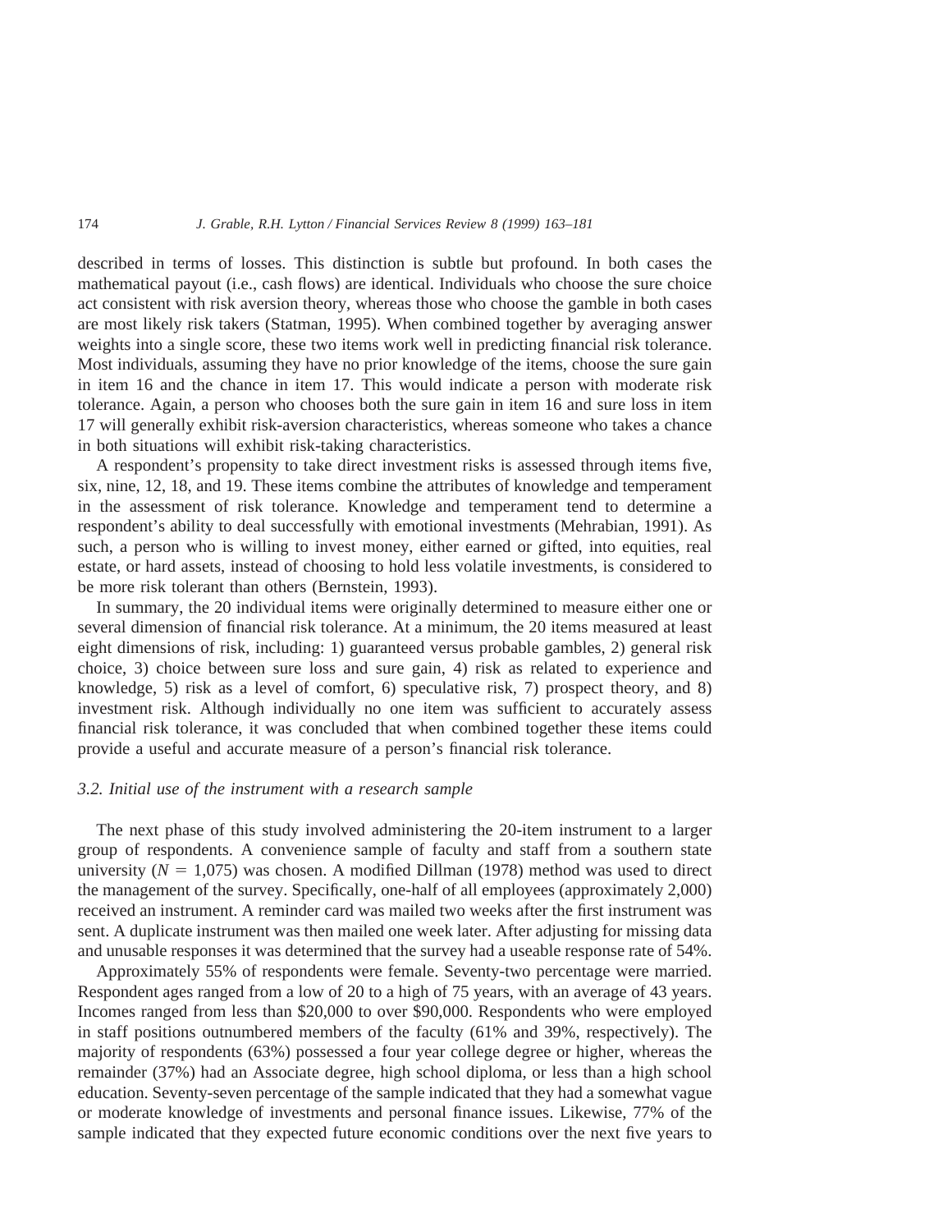described in terms of losses. This distinction is subtle but profound. In both cases the mathematical payout (i.e., cash flows) are identical. Individuals who choose the sure choice act consistent with risk aversion theory, whereas those who choose the gamble in both cases are most likely risk takers (Statman, 1995). When combined together by averaging answer weights into a single score, these two items work well in predicting financial risk tolerance. Most individuals, assuming they have no prior knowledge of the items, choose the sure gain in item 16 and the chance in item 17. This would indicate a person with moderate risk tolerance. Again, a person who chooses both the sure gain in item 16 and sure loss in item 17 will generally exhibit risk-aversion characteristics, whereas someone who takes a chance in both situations will exhibit risk-taking characteristics.

A respondent's propensity to take direct investment risks is assessed through items five, six, nine, 12, 18, and 19. These items combine the attributes of knowledge and temperament in the assessment of risk tolerance. Knowledge and temperament tend to determine a respondent's ability to deal successfully with emotional investments (Mehrabian, 1991). As such, a person who is willing to invest money, either earned or gifted, into equities, real estate, or hard assets, instead of choosing to hold less volatile investments, is considered to be more risk tolerant than others (Bernstein, 1993).

In summary, the 20 individual items were originally determined to measure either one or several dimension of financial risk tolerance. At a minimum, the 20 items measured at least eight dimensions of risk, including: 1) guaranteed versus probable gambles, 2) general risk choice, 3) choice between sure loss and sure gain, 4) risk as related to experience and knowledge, 5) risk as a level of comfort, 6) speculative risk, 7) prospect theory, and 8) investment risk. Although individually no one item was sufficient to accurately assess financial risk tolerance, it was concluded that when combined together these items could provide a useful and accurate measure of a person's financial risk tolerance.

### *3.2. Initial use of the instrument with a research sample*

The next phase of this study involved administering the 20-item instrument to a larger group of respondents. A convenience sample of faculty and staff from a southern state university ($N = 1{,}075$) was chosen. A modified Dillman (1978) method was used to direct the management of the survey. Specifically, one-half of all employees (approximately 2,000) received an instrument. A reminder card was mailed two weeks after the first instrument was sent. A duplicate instrument was then mailed one week later. After adjusting for missing data and unusable responses it was determined that the survey had a useable response rate of 54%.

Approximately 55% of respondents were female. Seventy-two percentage were married. Respondent ages ranged from a low of 20 to a high of 75 years, with an average of 43 years. Incomes ranged from less than $20,000 to over $90,000. Respondents who were employed in staff positions outnumbered members of the faculty (61% and 39%, respectively). The majority of respondents (63%) possessed a four year college degree or higher, whereas the remainder (37%) had an Associate degree, high school diploma, or less than a high school education. Seventy-seven percentage of the sample indicated that they had a somewhat vague or moderate knowledge of investments and personal finance issues. Likewise, 77% of the sample indicated that they expected future economic conditions over the next five years to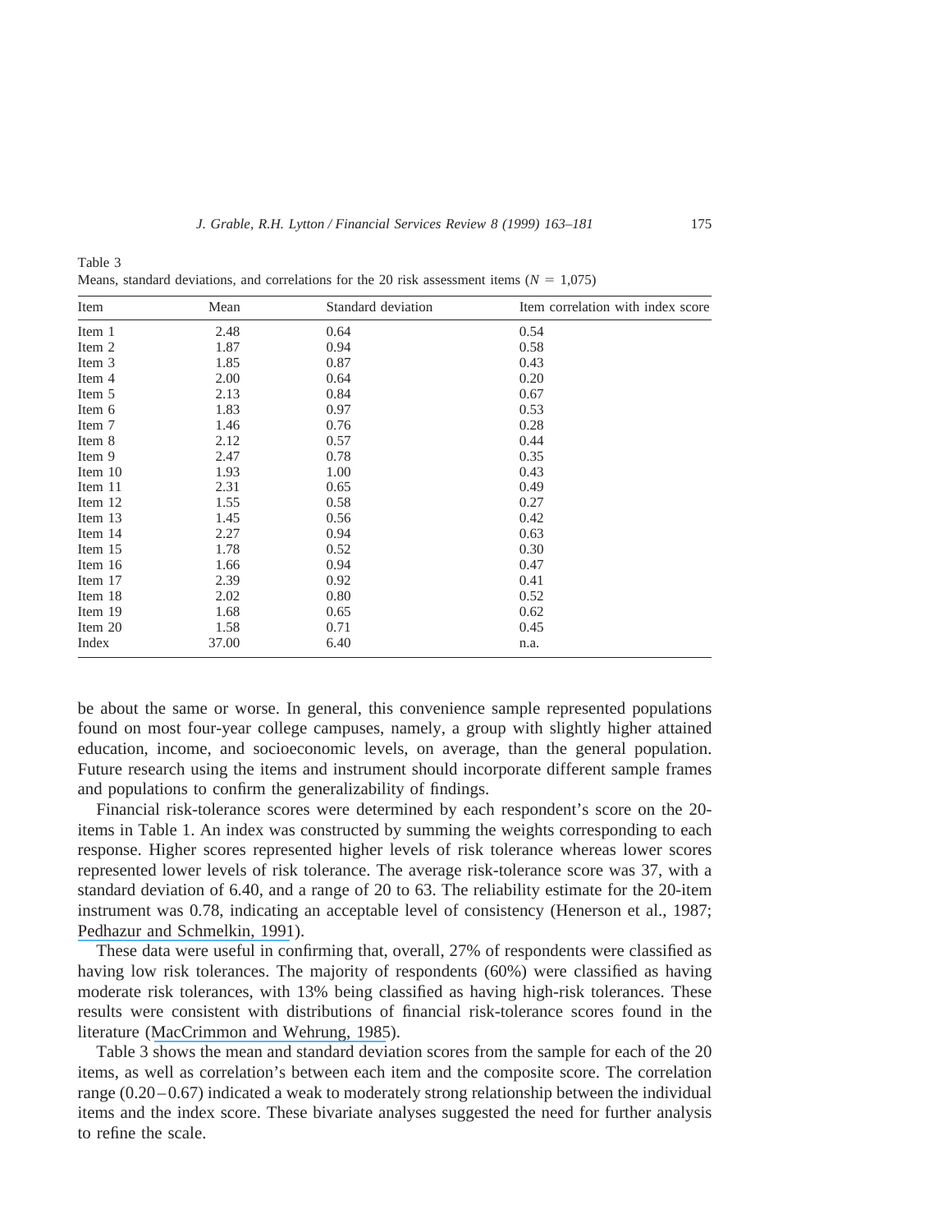Table 3
Means, standard deviations, and correlations for the 20 risk assessment items ($N = 1{,}075$)

| Item | Mean | Standard deviation | Item correlation with index score |
|---|---|---|---|
| Item 1 | 2.48 | 0.64 | 0.54 |
| Item 2 | 1.87 | 0.94 | 0.58 |
| Item 3 | 1.85 | 0.87 | 0.43 |
| Item 4 | 2.00 | 0.64 | 0.20 |
| Item 5 | 2.13 | 0.84 | 0.67 |
| Item 6 | 1.83 | 0.97 | 0.53 |
| Item 7 | 1.46 | 0.76 | 0.28 |
| Item 8 | 2.12 | 0.57 | 0.44 |
| Item 9 | 2.47 | 0.78 | 0.35 |
| Item 10 | 1.93 | 1.00 | 0.43 |
| Item 11 | 2.31 | 0.65 | 0.49 |
| Item 12 | 1.55 | 0.58 | 0.27 |
| Item 13 | 1.45 | 0.56 | 0.42 |
| Item 14 | 2.27 | 0.94 | 0.63 |
| Item 15 | 1.78 | 0.52 | 0.30 |
| Item 16 | 1.66 | 0.94 | 0.47 |
| Item 17 | 2.39 | 0.92 | 0.41 |
| Item 18 | 2.02 | 0.80 | 0.52 |
| Item 19 | 1.68 | 0.65 | 0.62 |
| Item 20 | 1.58 | 0.71 | 0.45 |
| Index | 37.00 | 6.40 | n.a. |

be about the same or worse. In general, this convenience sample represented populations found on most four-year college campuses, namely, a group with slightly higher attained education, income, and socioeconomic levels, on average, than the general population. Future research using the items and instrument should incorporate different sample frames and populations to confirm the generalizability of findings.

Financial risk-tolerance scores were determined by each respondent's score on the 20-items in Table 1. An index was constructed by summing the weights corresponding to each response. Higher scores represented higher levels of risk tolerance whereas lower scores represented lower levels of risk tolerance. The average risk-tolerance score was 37, with a standard deviation of 6.40, and a range of 20 to 63. The reliability estimate for the 20-item instrument was 0.78, indicating an acceptable level of consistency (Henerson et al., 1987; Pedhazur and Schmelkin, 1991).

These data were useful in confirming that, overall, 27% of respondents were classified as having low risk tolerances. The majority of respondents (60%) were classified as having moderate risk tolerances, with 13% being classified as having high-risk tolerances. These results were consistent with distributions of financial risk-tolerance scores found in the literature (MacCrimmon and Wehrung, 1985).

Table 3 shows the mean and standard deviation scores from the sample for each of the 20 items, as well as correlation's between each item and the composite score. The correlation range (0.20–0.67) indicated a weak to moderately strong relationship between the individual items and the index score. These bivariate analyses suggested the need for further analysis to refine the scale.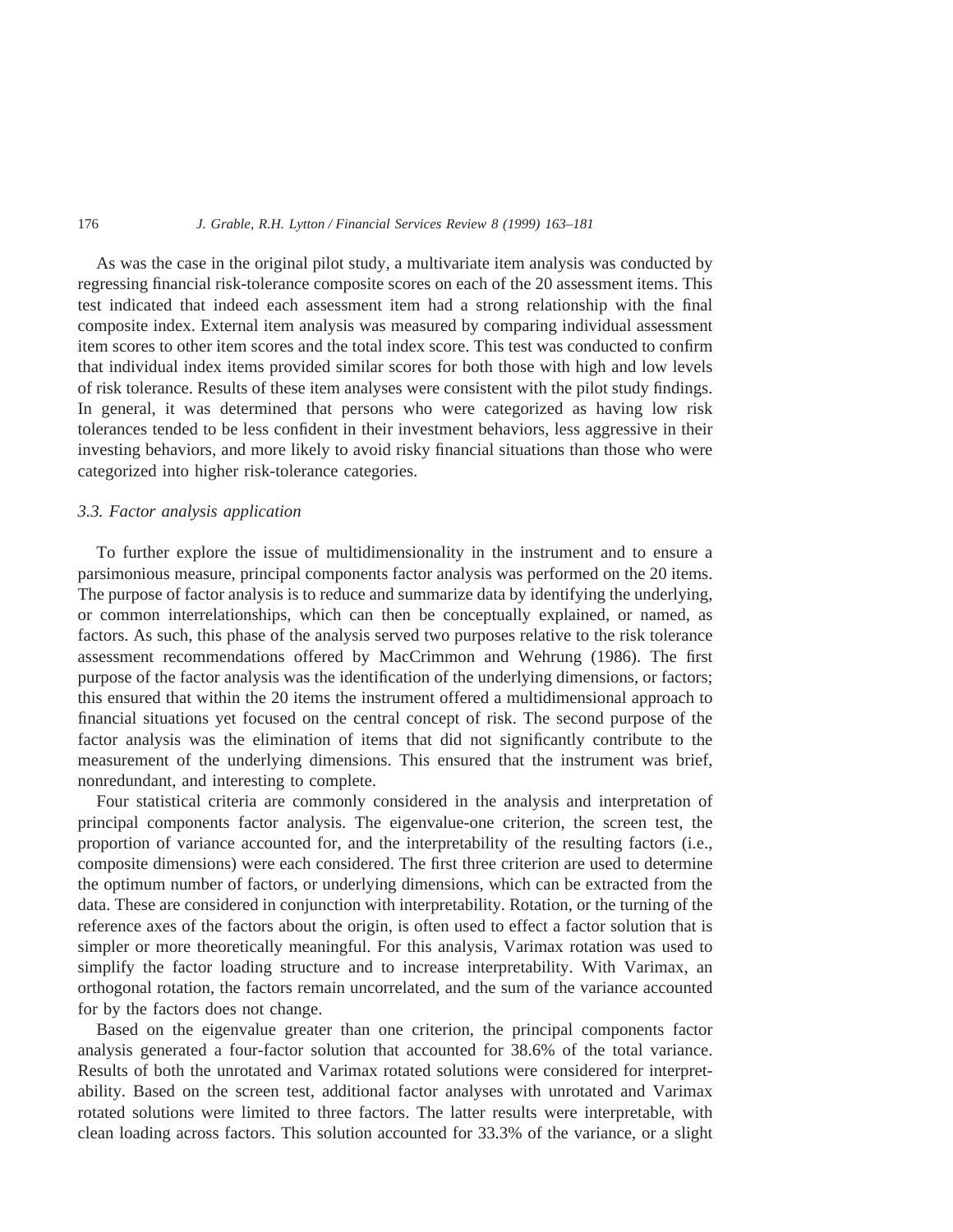As was the case in the original pilot study, a multivariate item analysis was conducted by regressing financial risk-tolerance composite scores on each of the 20 assessment items. This test indicated that indeed each assessment item had a strong relationship with the final composite index. External item analysis was measured by comparing individual assessment item scores to other item scores and the total index score. This test was conducted to confirm that individual index items provided similar scores for both those with high and low levels of risk tolerance. Results of these item analyses were consistent with the pilot study findings. In general, it was determined that persons who were categorized as having low risk tolerances tended to be less confident in their investment behaviors, less aggressive in their investing behaviors, and more likely to avoid risky financial situations than those who were categorized into higher risk-tolerance categories.

### 3.3. *Factor analysis application*

To further explore the issue of multidimensionality in the instrument and to ensure a parsimonious measure, principal components factor analysis was performed on the 20 items. The purpose of factor analysis is to reduce and summarize data by identifying the underlying, or common interrelationships, which can then be conceptually explained, or named, as factors. As such, this phase of the analysis served two purposes relative to the risk tolerance assessment recommendations offered by MacCrimmon and Wehrung (1986). The first purpose of the factor analysis was the identification of the underlying dimensions, or factors; this ensured that within the 20 items the instrument offered a multidimensional approach to financial situations yet focused on the central concept of risk. The second purpose of the factor analysis was the elimination of items that did not significantly contribute to the measurement of the underlying dimensions. This ensured that the instrument was brief, nonredundant, and interesting to complete.

Four statistical criteria are commonly considered in the analysis and interpretation of principal components factor analysis. The eigenvalue-one criterion, the screen test, the proportion of variance accounted for, and the interpretability of the resulting factors (i.e., composite dimensions) were each considered. The first three criterion are used to determine the optimum number of factors, or underlying dimensions, which can be extracted from the data. These are considered in conjunction with interpretability. Rotation, or the turning of the reference axes of the factors about the origin, is often used to effect a factor solution that is simpler or more theoretically meaningful. For this analysis, Varimax rotation was used to simplify the factor loading structure and to increase interpretability. With Varimax, an orthogonal rotation, the factors remain uncorrelated, and the sum of the variance accounted for by the factors does not change.

Based on the eigenvalue greater than one criterion, the principal components factor analysis generated a four-factor solution that accounted for 38.6% of the total variance. Results of both the unrotated and Varimax rotated solutions were considered for interpretability. Based on the screen test, additional factor analyses with unrotated and Varimax rotated solutions were limited to three factors. The latter results were interpretable, with clean loading across factors. This solution accounted for 33.3% of the variance, or a slight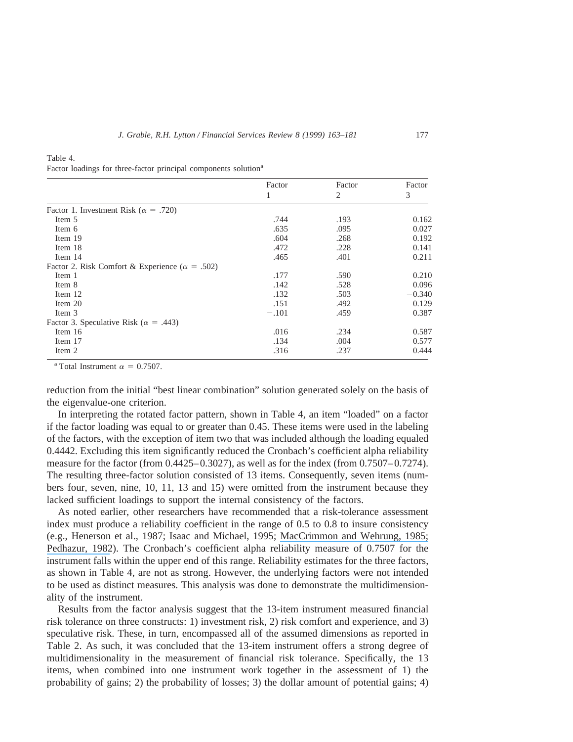Table 4.
Factor loadings for three-factor principal components solution[a]

| | Factor 1 | Factor 2 | Factor 3 |
|---|---|---|---|
| Factor 1. Investment Risk ($\alpha$ = .720) | | | |
| Item 5 | .744 | .193 | 0.162 |
| Item 6 | .635 | .095 | 0.027 |
| Item 19 | .604 | .268 | 0.192 |
| Item 18 | .472 | .228 | 0.141 |
| Item 14 | .465 | .401 | 0.211 |
| Factor 2. Risk Comfort & Experience ($\alpha$ = .502) | | | |
| Item 1 | .177 | .590 | 0.210 |
| Item 8 | .142 | .528 | 0.096 |
| Item 12 | .132 | .503 | −0.340 |
| Item 20 | .151 | .492 | 0.129 |
| Item 3 | −.101 | .459 | 0.387 |
| Factor 3. Speculative Risk ($\alpha$ = .443) | | | |
| Item 16 | .016 | .234 | 0.587 |
| Item 17 | .134 | .004 | 0.577 |
| Item 2 | .316 | .237 | 0.444 |

[a] Total Instrument $\alpha$ = 0.7507.

reduction from the initial "best linear combination" solution generated solely on the basis of the eigenvalue-one criterion.

In interpreting the rotated factor pattern, shown in Table 4, an item "loaded" on a factor if the factor loading was equal to or greater than 0.45. These items were used in the labeling of the factors, with the exception of item two that was included although the loading equaled 0.4442. Excluding this item significantly reduced the Cronbach's coefficient alpha reliability measure for the factor (from 0.4425–0.3027), as well as for the index (from 0.7507–0.7274). The resulting three-factor solution consisted of 13 items. Consequently, seven items (numbers four, seven, nine, 10, 11, 13 and 15) were omitted from the instrument because they lacked sufficient loadings to support the internal consistency of the factors.

As noted earlier, other researchers have recommended that a risk-tolerance assessment index must produce a reliability coefficient in the range of 0.5 to 0.8 to insure consistency (e.g., Henerson et al., 1987; Isaac and Michael, 1995; MacCrimmon and Wehrung, 1985; Pedhazur, 1982). The Cronbach's coefficient alpha reliability measure of 0.7507 for the instrument falls within the upper end of this range. Reliability estimates for the three factors, as shown in Table 4, are not as strong. However, the underlying factors were not intended to be used as distinct measures. This analysis was done to demonstrate the multidimensionality of the instrument.

Results from the factor analysis suggest that the 13-item instrument measured financial risk tolerance on three constructs: 1) investment risk, 2) risk comfort and experience, and 3) speculative risk. These, in turn, encompassed all of the assumed dimensions as reported in Table 2. As such, it was concluded that the 13-item instrument offers a strong degree of multidimensionality in the measurement of financial risk tolerance. Specifically, the 13 items, when combined into one instrument work together in the assessment of 1) the probability of gains; 2) the probability of losses; 3) the dollar amount of potential gains; 4)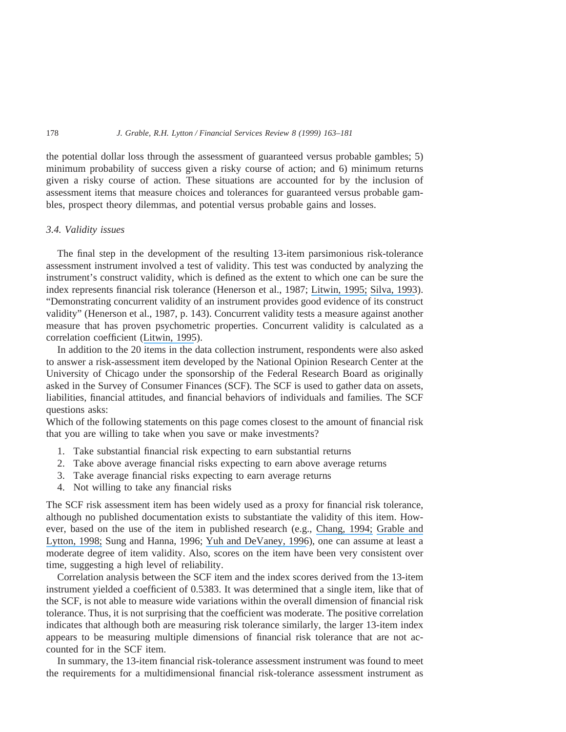the potential dollar loss through the assessment of guaranteed versus probable gambles; 5) minimum probability of success given a risky course of action; and 6) minimum returns given a risky course of action. These situations are accounted for by the inclusion of assessment items that measure choices and tolerances for guaranteed versus probable gambles, prospect theory dilemmas, and potential versus probable gains and losses.

### 3.4. Validity issues

The final step in the development of the resulting 13-item parsimonious risk-tolerance assessment instrument involved a test of validity. This test was conducted by analyzing the instrument's construct validity, which is defined as the extent to which one can be sure the index represents financial risk tolerance (Henerson et al., 1987; Litwin, 1995; Silva, 1993). "Demonstrating concurrent validity of an instrument provides good evidence of its construct validity" (Henerson et al., 1987, p. 143). Concurrent validity tests a measure against another measure that has proven psychometric properties. Concurrent validity is calculated as a correlation coefficient (Litwin, 1995).

In addition to the 20 items in the data collection instrument, respondents were also asked to answer a risk-assessment item developed by the National Opinion Research Center at the University of Chicago under the sponsorship of the Federal Research Board as originally asked in the Survey of Consumer Finances (SCF). The SCF is used to gather data on assets, liabilities, financial attitudes, and financial behaviors of individuals and families. The SCF questions asks:

Which of the following statements on this page comes closest to the amount of financial risk that you are willing to take when you save or make investments?

1. Take substantial financial risk expecting to earn substantial returns
2. Take above average financial risks expecting to earn above average returns
3. Take average financial risks expecting to earn average returns
4. Not willing to take any financial risks

The SCF risk assessment item has been widely used as a proxy for financial risk tolerance, although no published documentation exists to substantiate the validity of this item. However, based on the use of the item in published research (e.g., Chang, 1994; Grable and Lytton, 1998; Sung and Hanna, 1996; Yuh and DeVaney, 1996), one can assume at least a moderate degree of item validity. Also, scores on the item have been very consistent over time, suggesting a high level of reliability.

Correlation analysis between the SCF item and the index scores derived from the 13-item instrument yielded a coefficient of 0.5383. It was determined that a single item, like that of the SCF, is not able to measure wide variations within the overall dimension of financial risk tolerance. Thus, it is not surprising that the coefficient was moderate. The positive correlation indicates that although both are measuring risk tolerance similarly, the larger 13-item index appears to be measuring multiple dimensions of financial risk tolerance that are not accounted for in the SCF item.

In summary, the 13-item financial risk-tolerance assessment instrument was found to meet the requirements for a multidimensional financial risk-tolerance assessment instrument as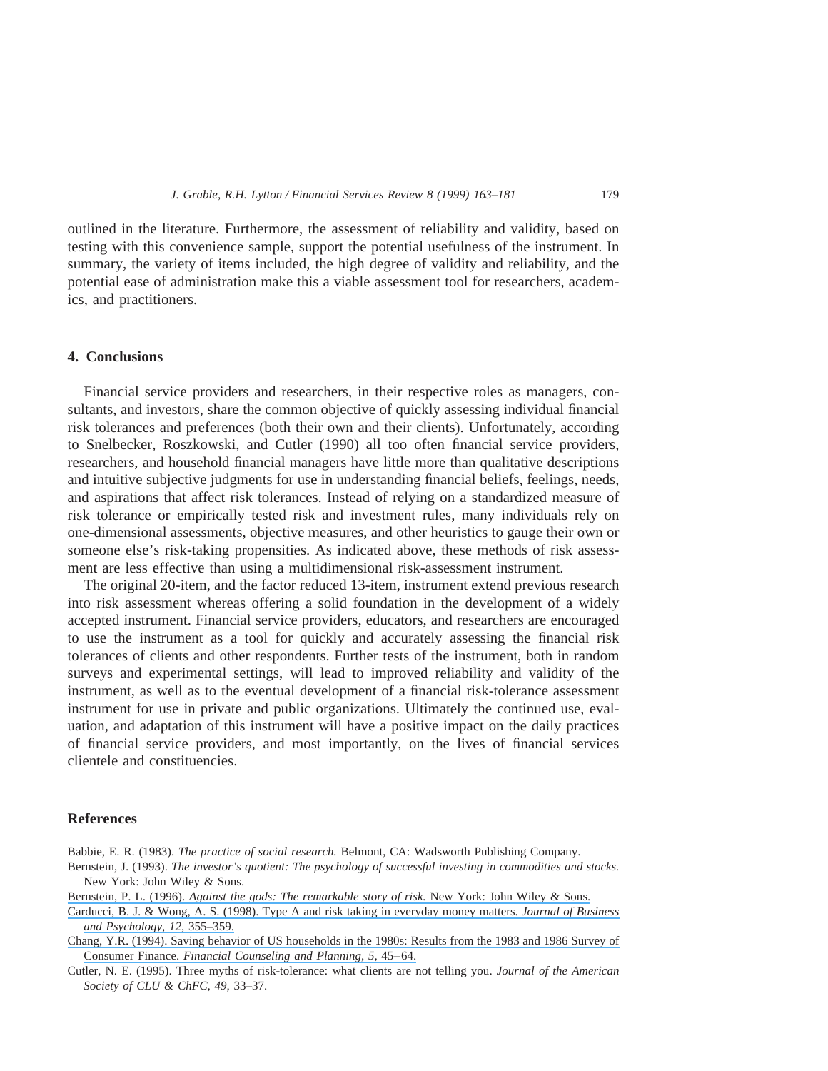outlined in the literature. Furthermore, the assessment of reliability and validity, based on testing with this convenience sample, support the potential usefulness of the instrument. In summary, the variety of items included, the high degree of validity and reliability, and the potential ease of administration make this a viable assessment tool for researchers, academics, and practitioners.

## 4. Conclusions

Financial service providers and researchers, in their respective roles as managers, consultants, and investors, share the common objective of quickly assessing individual financial risk tolerances and preferences (both their own and their clients). Unfortunately, according to Snelbecker, Roszkowski, and Cutler (1990) all too often financial service providers, researchers, and household financial managers have little more than qualitative descriptions and intuitive subjective judgments for use in understanding financial beliefs, feelings, needs, and aspirations that affect risk tolerances. Instead of relying on a standardized measure of risk tolerance or empirically tested risk and investment rules, many individuals rely on one-dimensional assessments, objective measures, and other heuristics to gauge their own or someone else's risk-taking propensities. As indicated above, these methods of risk assessment are less effective than using a multidimensional risk-assessment instrument.

The original 20-item, and the factor reduced 13-item, instrument extend previous research into risk assessment whereas offering a solid foundation in the development of a widely accepted instrument. Financial service providers, educators, and researchers are encouraged to use the instrument as a tool for quickly and accurately assessing the financial risk tolerances of clients and other respondents. Further tests of the instrument, both in random surveys and experimental settings, will lead to improved reliability and validity of the instrument, as well as to the eventual development of a financial risk-tolerance assessment instrument for use in private and public organizations. Ultimately the continued use, evaluation, and adaptation of this instrument will have a positive impact on the daily practices of financial service providers, and most importantly, on the lives of financial services clientele and constituencies.

## References

Babbie, E. R. (1983). *The practice of social research.* Belmont, CA: Wadsworth Publishing Company.

Bernstein, J. (1993). *The investor's quotient: The psychology of successful investing in commodities and stocks.* New York: John Wiley & Sons.

Bernstein, P. L. (1996). *Against the gods: The remarkable story of risk.* New York: John Wiley & Sons.

Carducci, B. J. & Wong, A. S. (1998). Type A and risk taking in everyday money matters. *Journal of Business and Psychology, 12,* 355–359.

Chang, Y.R. (1994). Saving behavior of US households in the 1980s: Results from the 1983 and 1986 Survey of Consumer Finance. *Financial Counseling and Planning, 5,* 45–64.

Cutler, N. E. (1995). Three myths of risk-tolerance: what clients are not telling you. *Journal of the American Society of CLU & ChFC, 49,* 33–37.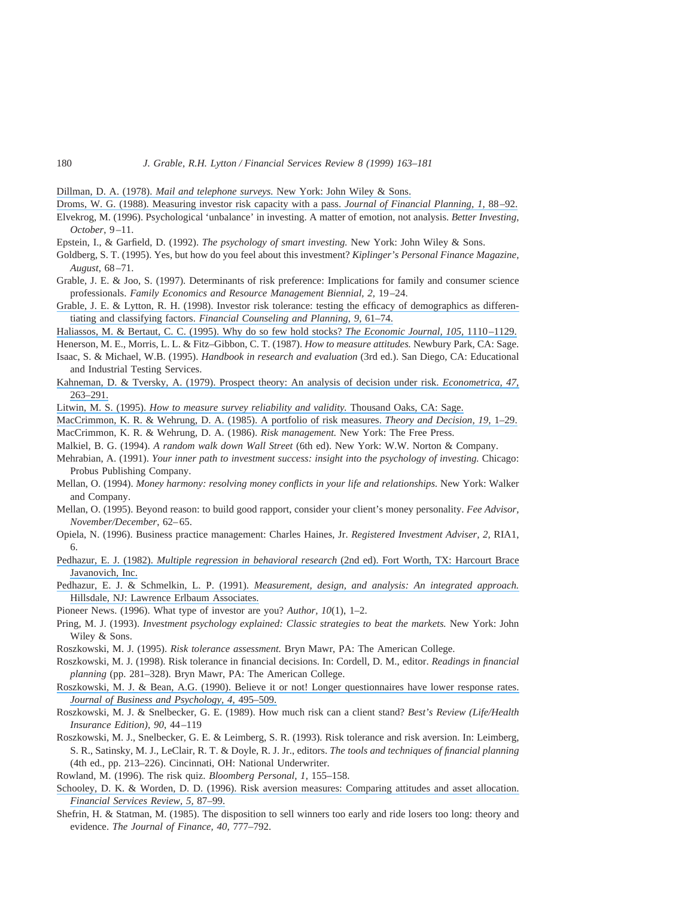Dillman, D. A. (1978). *Mail and telephone surveys.* New York: John Wiley & Sons.

Droms, W. G. (1988). Measuring investor risk capacity with a pass. *Journal of Financial Planning, 1,* 88–92.

Elvekrog, M. (1996). Psychological 'unbalance' in investing. A matter of emotion, not analysis. *Better Investing, October,* 9–11.

Epstein, I., & Garfield, D. (1992). *The psychology of smart investing.* New York: John Wiley & Sons.

Goldberg, S. T. (1995). Yes, but how do you feel about this investment? *Kiplinger's Personal Finance Magazine, August,* 68–71.

Grable, J. E. & Joo, S. (1997). Determinants of risk preference: Implications for family and consumer science professionals. *Family Economics and Resource Management Biennial, 2,* 19–24.

Grable, J. E. & Lytton, R. H. (1998). Investor risk tolerance: testing the efficacy of demographics as differentiating and classifying factors. *Financial Counseling and Planning, 9,* 61–74.

Haliassos, M. & Bertaut, C. C. (1995). Why do so few hold stocks? *The Economic Journal, 105,* 1110–1129.

Henerson, M. E., Morris, L. L. & Fitz–Gibbon, C. T. (1987). *How to measure attitudes.* Newbury Park, CA: Sage.

Isaac, S. & Michael, W.B. (1995). *Handbook in research and evaluation* (3rd ed.). San Diego, CA: Educational and Industrial Testing Services.

Kahneman, D. & Tversky, A. (1979). Prospect theory: An analysis of decision under risk. *Econometrica, 47,* 263–291.

Litwin, M. S. (1995). *How to measure survey reliability and validity.* Thousand Oaks, CA: Sage.

MacCrimmon, K. R. & Wehrung, D. A. (1985). A portfolio of risk measures. *Theory and Decision, 19,* 1–29.

MacCrimmon, K. R. & Wehrung, D. A. (1986). *Risk management.* New York: The Free Press.

Malkiel, B. G. (1994). *A random walk down Wall Street* (6th ed). New York: W.W. Norton & Company.

Mehrabian, A. (1991). *Your inner path to investment success: insight into the psychology of investing.* Chicago: Probus Publishing Company.

Mellan, O. (1994). *Money harmony: resolving money conflicts in your life and relationships.* New York: Walker and Company.

Mellan, O. (1995). Beyond reason: to build good rapport, consider your client's money personality. *Fee Advisor, November/December,* 62–65.

Opiela, N. (1996). Business practice management: Charles Haines, Jr. *Registered Investment Adviser, 2,* RIA1, 6.

Pedhazur, E. J. (1982). *Multiple regression in behavioral research* (2nd ed). Fort Worth, TX: Harcourt Brace Javanovich, Inc.

Pedhazur, E. J. & Schmelkin, L. P. (1991). *Measurement, design, and analysis: An integrated approach.* Hillsdale, NJ: Lawrence Erlbaum Associates.

Pioneer News. (1996). What type of investor are you? *Author, 10*(1), 1–2.

Pring, M. J. (1993). *Investment psychology explained: Classic strategies to beat the markets.* New York: John Wiley & Sons.

Roszkowski, M. J. (1995). *Risk tolerance assessment.* Bryn Mawr, PA: The American College.

Roszkowski, M. J. (1998). Risk tolerance in financial decisions. In: Cordell, D. M., editor. *Readings in financial planning* (pp. 281–328). Bryn Mawr, PA: The American College.

Roszkowski, M. J. & Bean, A.G. (1990). Believe it or not! Longer questionnaires have lower response rates. *Journal of Business and Psychology, 4,* 495–509.

Roszkowski, M. J. & Snelbecker, G. E. (1989). How much risk can a client stand? *Best's Review (Life/Health Insurance Edition), 90,* 44–119

Roszkowski, M. J., Snelbecker, G. E. & Leimberg, S. R. (1993). Risk tolerance and risk aversion. In: Leimberg, S. R., Satinsky, M. J., LeClair, R. T. & Doyle, R. J. Jr., editors. *The tools and techniques of financial planning* (4th ed., pp. 213–226). Cincinnati, OH: National Underwriter.

Rowland, M. (1996). The risk quiz. *Bloomberg Personal, 1,* 155–158.

Schooley, D. K. & Worden, D. D. (1996). Risk aversion measures: Comparing attitudes and asset allocation. *Financial Services Review, 5,* 87–99.

Shefrin, H. & Statman, M. (1985). The disposition to sell winners too early and ride losers too long: theory and evidence. *The Journal of Finance, 40,* 777–792.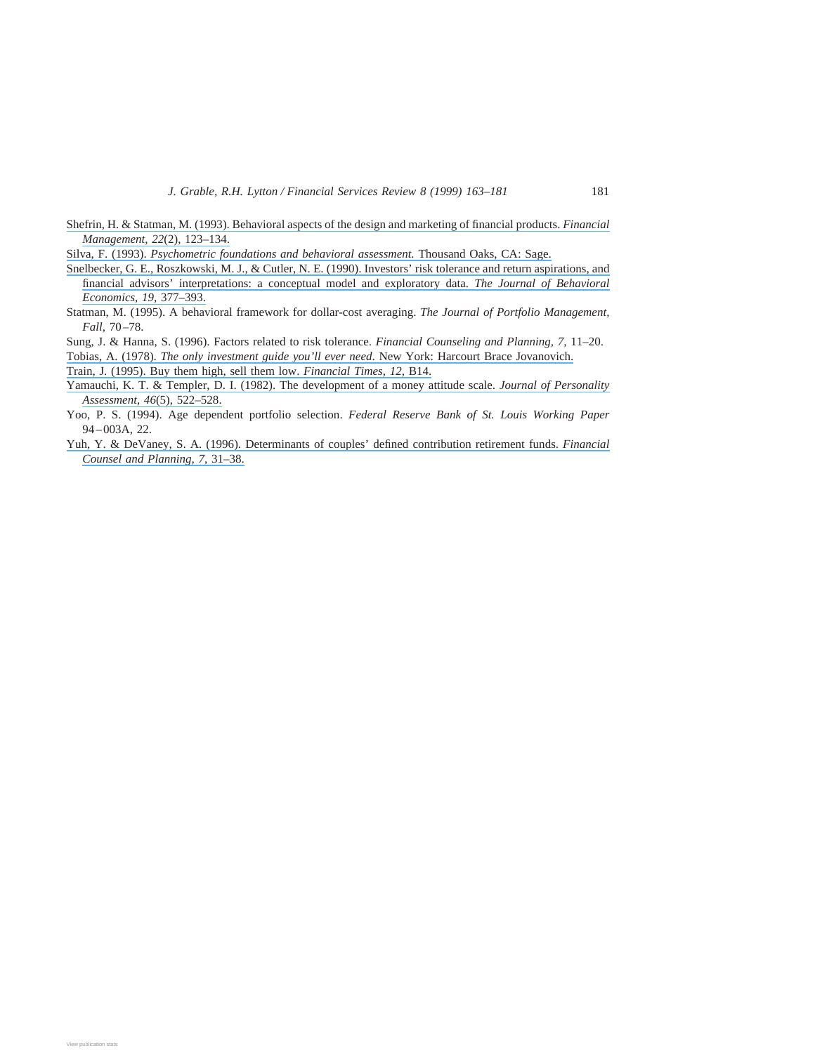Shefrin, H. & Statman, M. (1993). Behavioral aspects of the design and marketing of financial products. *Financial Management, 22*(2), 123–134.

Silva, F. (1993). *Psychometric foundations and behavioral assessment.* Thousand Oaks, CA: Sage.

Snelbecker, G. E., Roszkowski, M. J., & Cutler, N. E. (1990). Investors' risk tolerance and return aspirations, and financial advisors' interpretations: a conceptual model and exploratory data. *The Journal of Behavioral Economics, 19,* 377–393.

Statman, M. (1995). A behavioral framework for dollar-cost averaging. *The Journal of Portfolio Management, Fall*, 70–78.

Sung, J. & Hanna, S. (1996). Factors related to risk tolerance. *Financial Counseling and Planning, 7,* 11–20.

Tobias, A. (1978). *The only investment guide you'll ever need*. New York: Harcourt Brace Jovanovich.

Train, J. (1995). Buy them high, sell them low. *Financial Times, 12,* B14.

Yamauchi, K. T. & Templer, D. I. (1982). The development of a money attitude scale. *Journal of Personality Assessment, 46*(5), 522–528.

Yoo, P. S. (1994). Age dependent portfolio selection. *Federal Reserve Bank of St. Louis Working Paper* 94–003A, 22.

Yuh, Y. & DeVaney, S. A. (1996). Determinants of couples' defined contribution retirement funds. *Financial Counsel and Planning, 7,* 31–38.